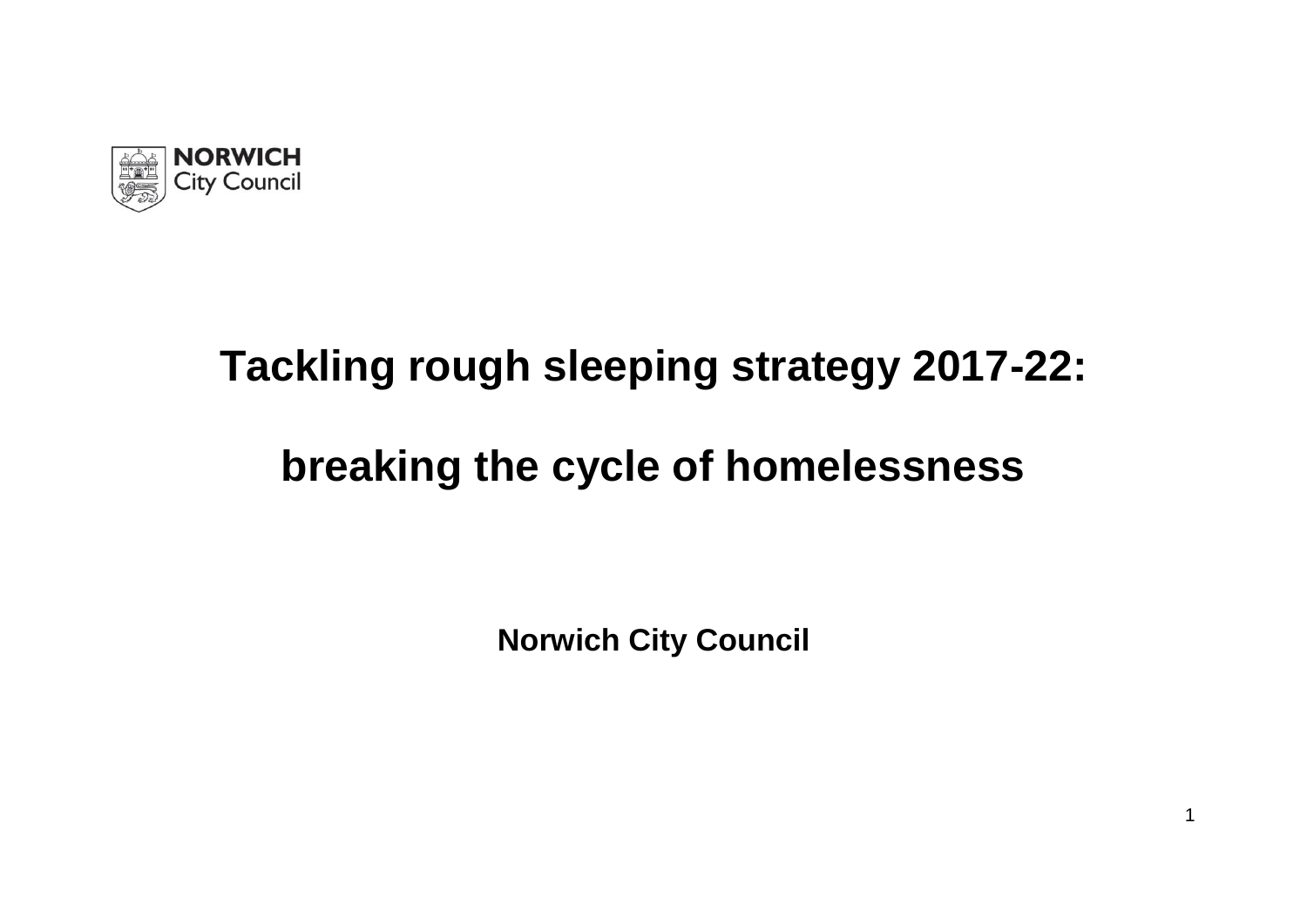NORWICH
City Council

# Tackling rough sleeping strategy 2017-22:

# breaking the cycle of homelessness

**Norwich City Council**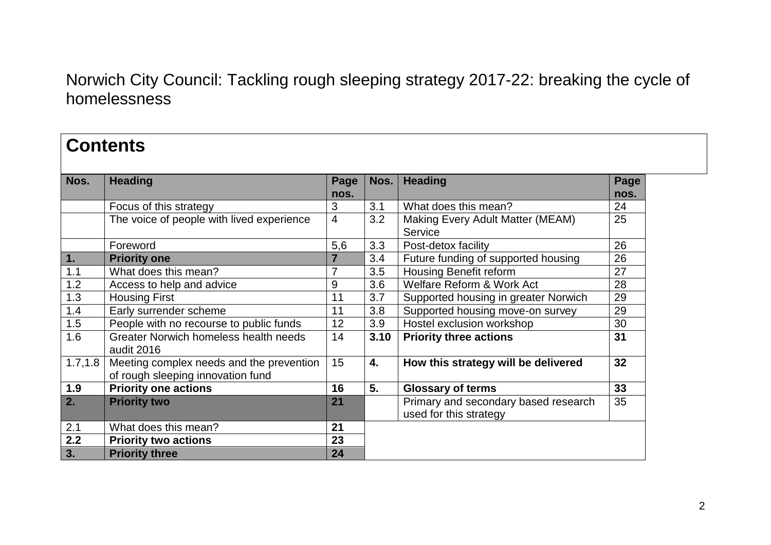Norwich City Council: Tackling rough sleeping strategy 2017-22: breaking the cycle of homelessness

## Contents

| Nos. | Heading | Page nos. | Nos. | Heading | Page nos. |
|---|---|---|---|---|---|
| | Focus of this strategy | 3 | 3.1 | What does this mean? | 24 |
| | The voice of people with lived experience | 4 | 3.2 | Making Every Adult Matter (MEAM) Service | 25 |
| | Foreword | 5,6 | 3.3 | Post-detox facility | 26 |
| **1.** | **Priority one** | **7** | 3.4 | Future funding of supported housing | 26 |
| 1.1 | What does this mean? | 7 | 3.5 | Housing Benefit reform | 27 |
| 1.2 | Access to help and advice | 9 | 3.6 | Welfare Reform & Work Act | 28 |
| 1.3 | Housing First | 11 | 3.7 | Supported housing in greater Norwich | 29 |
| 1.4 | Early surrender scheme | 11 | 3.8 | Supported housing move-on survey | 29 |
| 1.5 | People with no recourse to public funds | 12 | 3.9 | Hostel exclusion workshop | 30 |
| 1.6 | Greater Norwich homeless health needs audit 2016 | 14 | **3.10** | **Priority three actions** | **31** |
| 1.7,1.8 | Meeting complex needs and the prevention of rough sleeping innovation fund | 15 | **4.** | **How this strategy will be delivered** | **32** |
| **1.9** | **Priority one actions** | **16** | **5.** | **Glossary of terms** | **33** |
| **2.** | **Priority two** | **21** | | Primary and secondary based research used for this strategy | 35 |
| 2.1 | What does this mean? | **21** | | | |
| **2.2** | **Priority two actions** | **23** | | | |
| **3.** | **Priority three** | **24** | | | |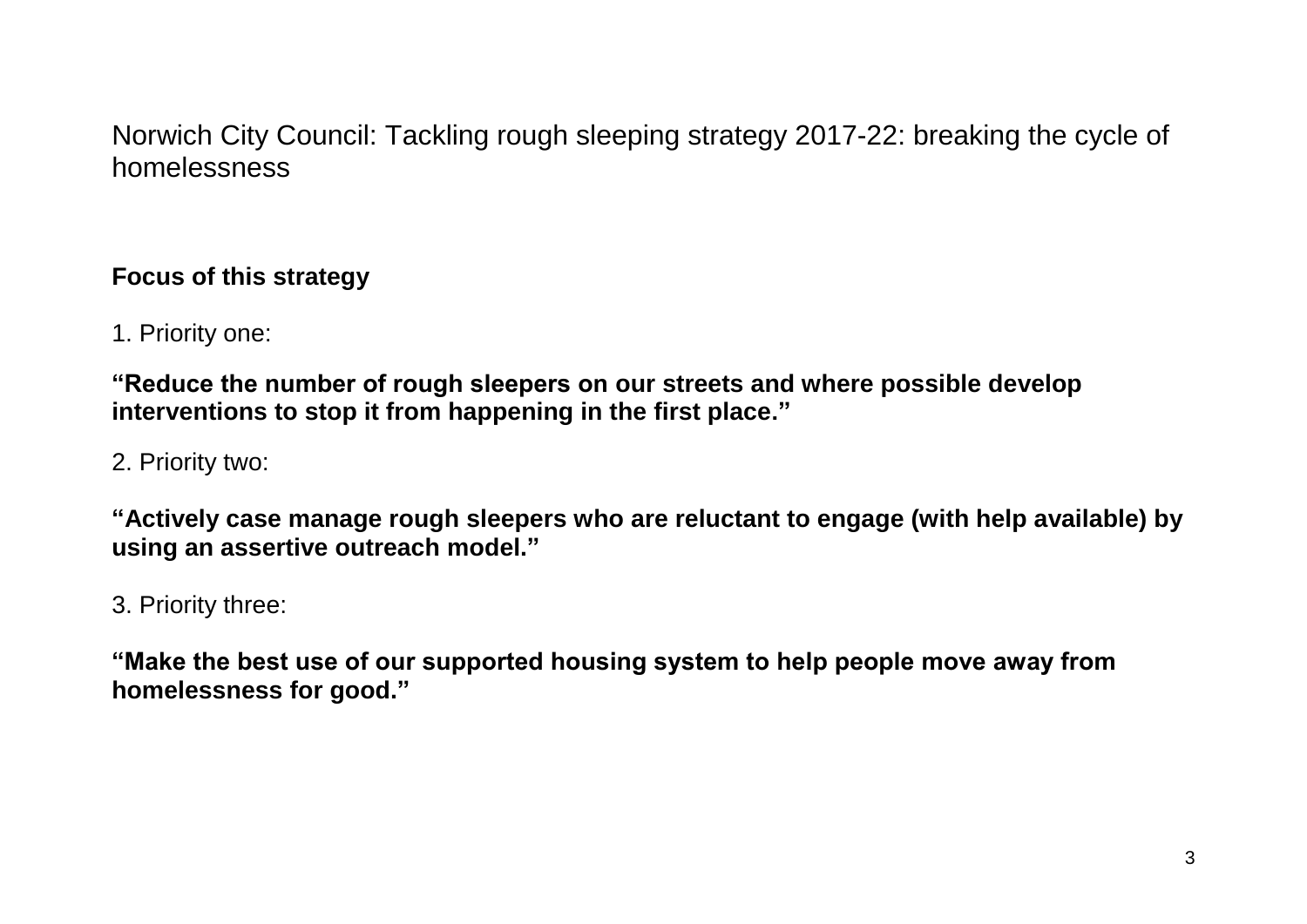Norwich City Council: Tackling rough sleeping strategy 2017-22: breaking the cycle of homelessness

## Focus of this strategy

1. Priority one:

**"Reduce the number of rough sleepers on our streets and where possible develop interventions to stop it from happening in the first place."**

2. Priority two:

**"Actively case manage rough sleepers who are reluctant to engage (with help available) by using an assertive outreach model."**

3. Priority three:

**"Make the best use of our supported housing system to help people move away from homelessness for good."**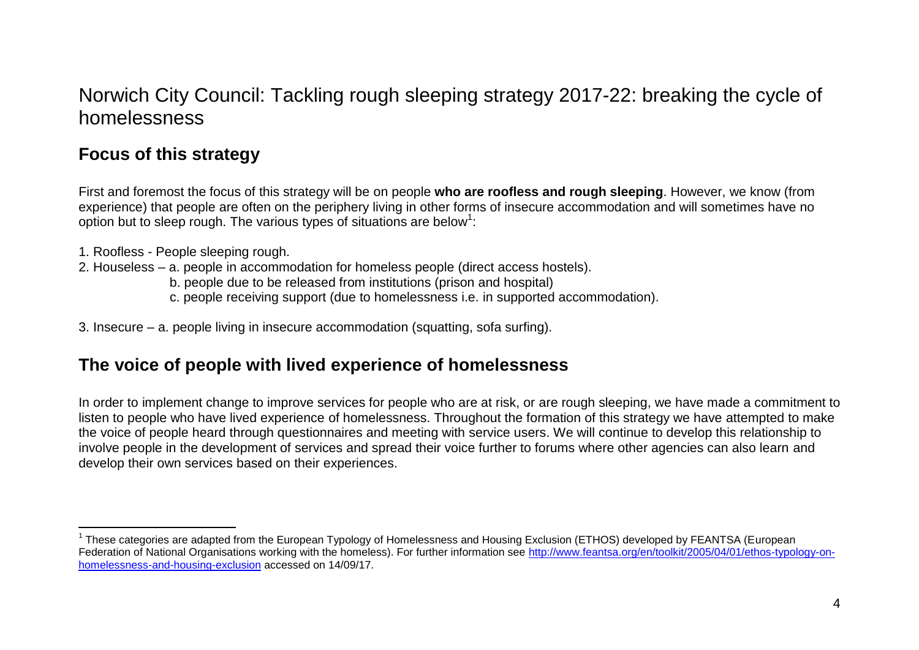# Norwich City Council: Tackling rough sleeping strategy 2017-22: breaking the cycle of homelessness

## Focus of this strategy

First and foremost the focus of this strategy will be on people **who are roofless and rough sleeping**. However, we know (from experience) that people are often on the periphery living in other forms of insecure accommodation and will sometimes have no option but to sleep rough. The various types of situations are below[1]:

1. Roofless - People sleeping rough.
2. Houseless – a. people in accommodation for homeless people (direct access hostels).
   b. people due to be released from institutions (prison and hospital)
   c. people receiving support (due to homelessness i.e. in supported accommodation).
3. Insecure – a. people living in insecure accommodation (squatting, sofa surfing).

## The voice of people with lived experience of homelessness

In order to implement change to improve services for people who are at risk, or are rough sleeping, we have made a commitment to listen to people who have lived experience of homelessness. Throughout the formation of this strategy we have attempted to make the voice of people heard through questionnaires and meeting with service users. We will continue to develop this relationship to involve people in the development of services and spread their voice further to forums where other agencies can also learn and develop their own services based on their experiences.

---

[1] These categories are adapted from the European Typology of Homelessness and Housing Exclusion (ETHOS) developed by FEANTSA (European Federation of National Organisations working with the homeless). For further information see http://www.feantsa.org/en/toolkit/2005/04/01/ethos-typology-on-homelessness-and-housing-exclusion accessed on 14/09/17.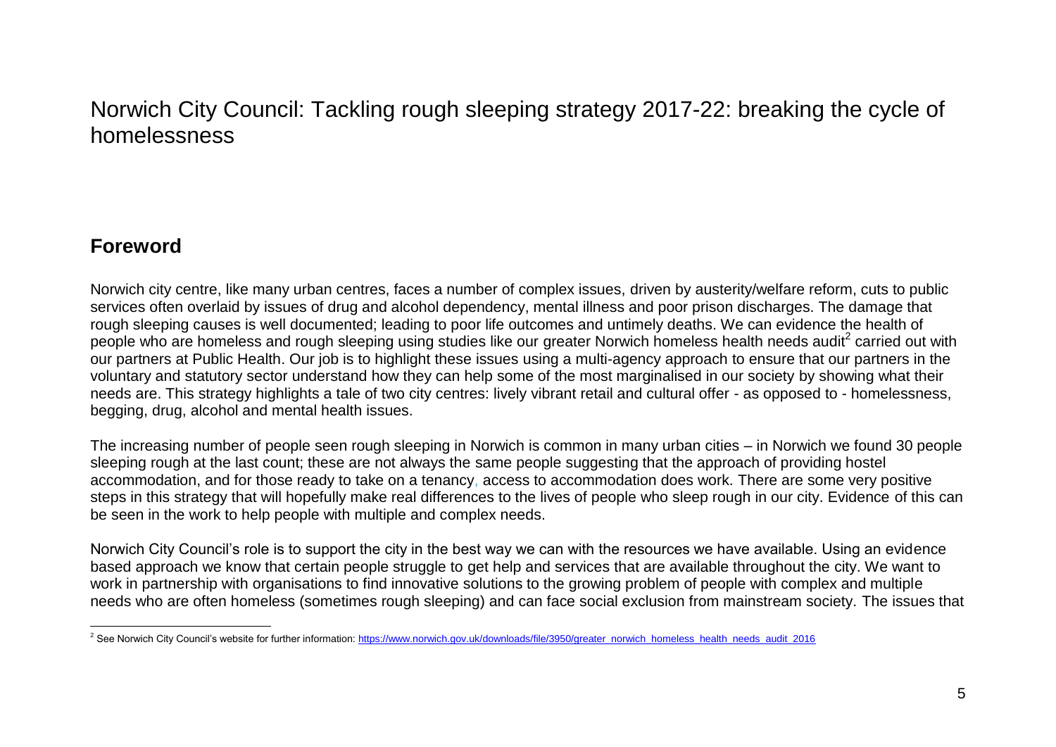# Norwich City Council: Tackling rough sleeping strategy 2017-22: breaking the cycle of homelessness

## Foreword

Norwich city centre, like many urban centres, faces a number of complex issues, driven by austerity/welfare reform, cuts to public services often overlaid by issues of drug and alcohol dependency, mental illness and poor prison discharges. The damage that rough sleeping causes is well documented; leading to poor life outcomes and untimely deaths. We can evidence the health of people who are homeless and rough sleeping using studies like our greater Norwich homeless health needs audit[2] carried out with our partners at Public Health. Our job is to highlight these issues using a multi-agency approach to ensure that our partners in the voluntary and statutory sector understand how they can help some of the most marginalised in our society by showing what their needs are. This strategy highlights a tale of two city centres: lively vibrant retail and cultural offer - as opposed to - homelessness, begging, drug, alcohol and mental health issues.

The increasing number of people seen rough sleeping in Norwich is common in many urban cities – in Norwich we found 30 people sleeping rough at the last count; these are not always the same people suggesting that the approach of providing hostel accommodation, and for those ready to take on a tenancy, access to accommodation does work. There are some very positive steps in this strategy that will hopefully make real differences to the lives of people who sleep rough in our city. Evidence of this can be seen in the work to help people with multiple and complex needs.

Norwich City Council's role is to support the city in the best way we can with the resources we have available. Using an evidence based approach we know that certain people struggle to get help and services that are available throughout the city. We want to work in partnership with organisations to find innovative solutions to the growing problem of people with complex and multiple needs who are often homeless (sometimes rough sleeping) and can face social exclusion from mainstream society. The issues that

---

[2] See Norwich City Council's website for further information: https://www.norwich.gov.uk/downloads/file/3950/greater_norwich_homeless_health_needs_audit_2016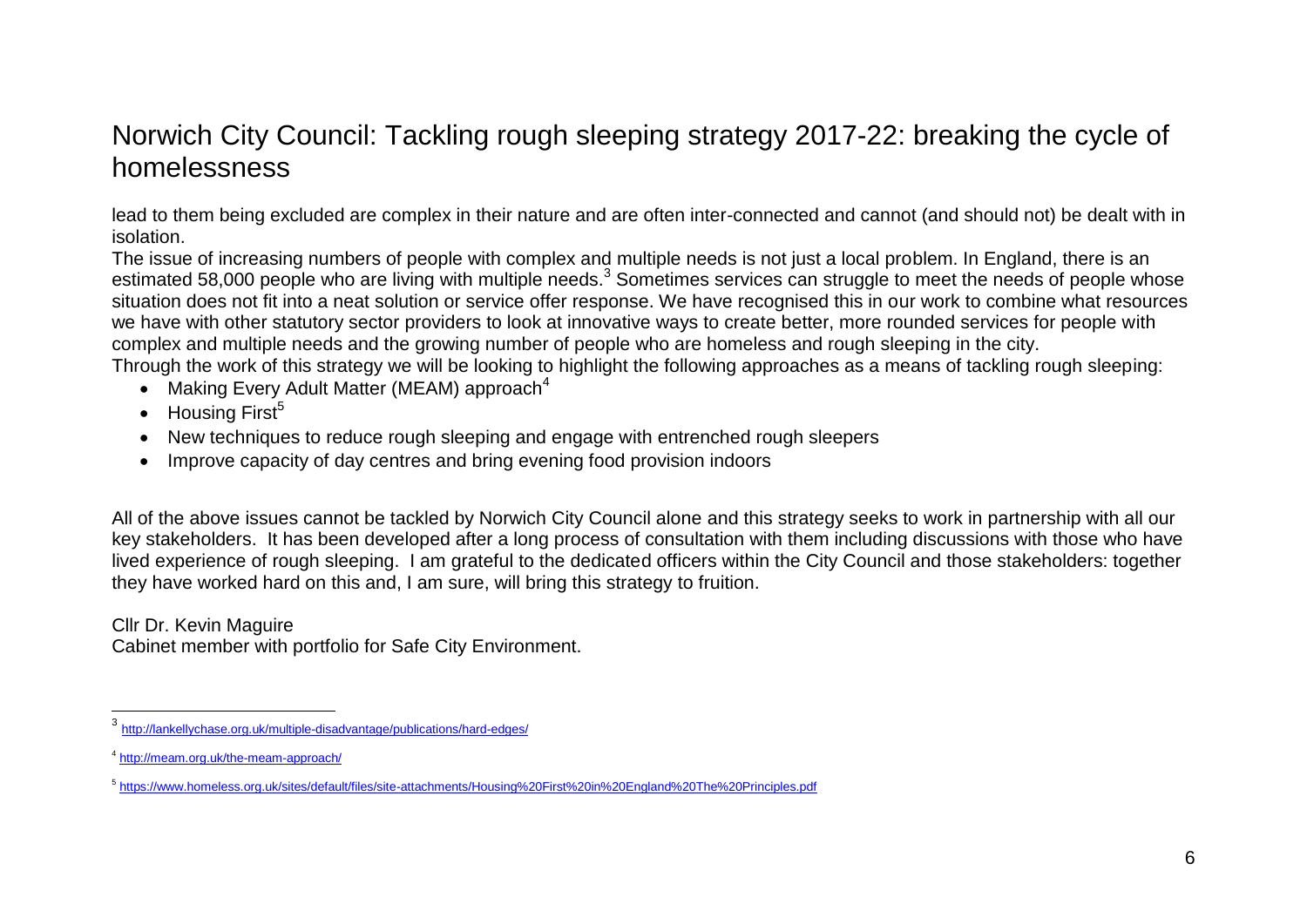lead to them being excluded are complex in their nature and are often inter-connected and cannot (and should not) be dealt with in isolation.

The issue of increasing numbers of people with complex and multiple needs is not just a local problem. In England, there is an estimated 58,000 people who are living with multiple needs.[3] Sometimes services can struggle to meet the needs of people whose situation does not fit into a neat solution or service offer response. We have recognised this in our work to combine what resources we have with other statutory sector providers to look at innovative ways to create better, more rounded services for people with complex and multiple needs and the growing number of people who are homeless and rough sleeping in the city.

Through the work of this strategy we will be looking to highlight the following approaches as a means of tackling rough sleeping:

- Making Every Adult Matter (MEAM) approach[4]
- Housing First[5]
- New techniques to reduce rough sleeping and engage with entrenched rough sleepers
- Improve capacity of day centres and bring evening food provision indoors

All of the above issues cannot be tackled by Norwich City Council alone and this strategy seeks to work in partnership with all our key stakeholders. It has been developed after a long process of consultation with them including discussions with those who have lived experience of rough sleeping. I am grateful to the dedicated officers within the City Council and those stakeholders: together they have worked hard on this and, I am sure, will bring this strategy to fruition.

Cllr Dr. Kevin Maguire
Cabinet member with portfolio for Safe City Environment.

---

[3] http://lankellychase.org.uk/multiple-disadvantage/publications/hard-edges/

[4] http://meam.org.uk/the-meam-approach/

[5] https://www.homeless.org.uk/sites/default/files/site-attachments/Housing%20First%20in%20England%20The%20Principles.pdf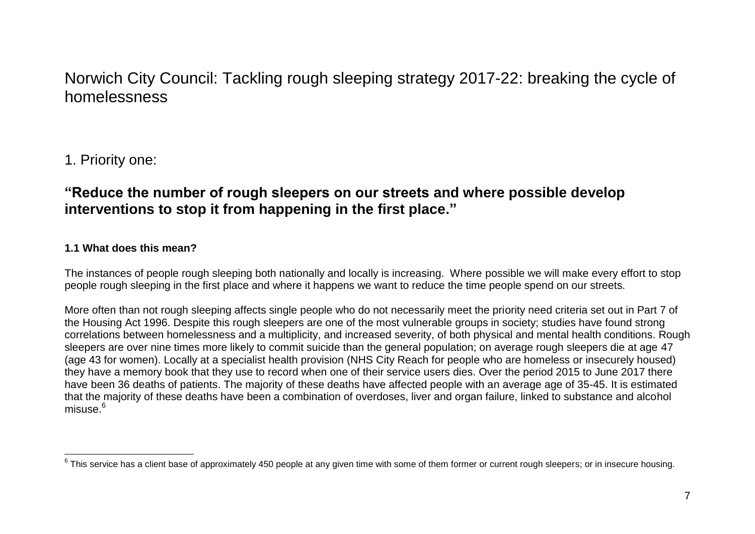# Norwich City Council: Tackling rough sleeping strategy 2017-22: breaking the cycle of homelessness

## 1. Priority one:

## **"Reduce the number of rough sleepers on our streets and where possible develop interventions to stop it from happening in the first place."**

### 1.1 What does this mean?

The instances of people rough sleeping both nationally and locally is increasing. Where possible we will make every effort to stop people rough sleeping in the first place and where it happens we want to reduce the time people spend on our streets.

More often than not rough sleeping affects single people who do not necessarily meet the priority need criteria set out in Part 7 of the Housing Act 1996. Despite this rough sleepers are one of the most vulnerable groups in society; studies have found strong correlations between homelessness and a multiplicity, and increased severity, of both physical and mental health conditions. Rough sleepers are over nine times more likely to commit suicide than the general population; on average rough sleepers die at age 47 (age 43 for women). Locally at a specialist health provision (NHS City Reach for people who are homeless or insecurely housed) they have a memory book that they use to record when one of their service users dies. Over the period 2015 to June 2017 there have been 36 deaths of patients. The majority of these deaths have affected people with an average age of 35-45. It is estimated that the majority of these deaths have been a combination of overdoses, liver and organ failure, linked to substance and alcohol misuse.[6]

---

[6] This service has a client base of approximately 450 people at any given time with some of them former or current rough sleepers; or in insecure housing.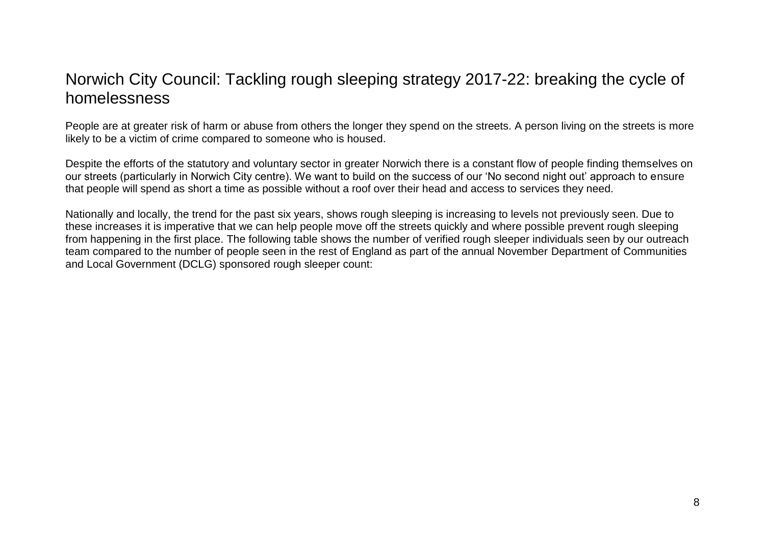# Norwich City Council: Tackling rough sleeping strategy 2017-22: breaking the cycle of homelessness

People are at greater risk of harm or abuse from others the longer they spend on the streets. A person living on the streets is more likely to be a victim of crime compared to someone who is housed.

Despite the efforts of the statutory and voluntary sector in greater Norwich there is a constant flow of people finding themselves on our streets (particularly in Norwich City centre). We want to build on the success of our 'No second night out' approach to ensure that people will spend as short a time as possible without a roof over their head and access to services they need.

Nationally and locally, the trend for the past six years, shows rough sleeping is increasing to levels not previously seen. Due to these increases it is imperative that we can help people move off the streets quickly and where possible prevent rough sleeping from happening in the first place. The following table shows the number of verified rough sleeper individuals seen by our outreach team compared to the number of people seen in the rest of England as part of the annual November Department of Communities and Local Government (DCLG) sponsored rough sleeper count: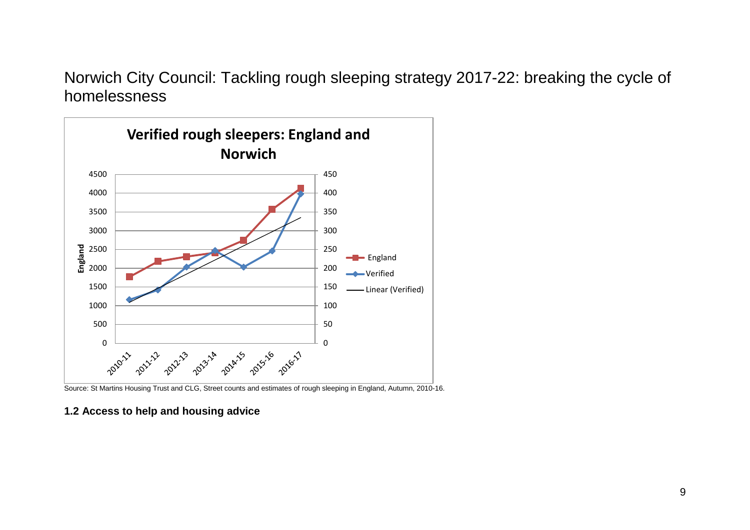Norwich City Council: Tackling rough sleeping strategy 2017-22: breaking the cycle of homelessness

**Verified rough sleepers: England and Norwich**

Source: St Martins Housing Trust and CLG, Street counts and estimates of rough sleeping in England, Autumn, 2010-16.

### 1.2 Access to help and housing advice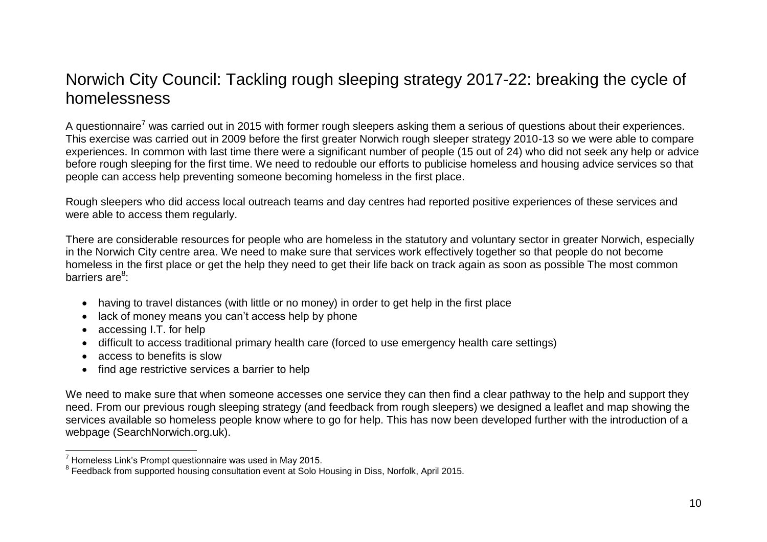# Norwich City Council: Tackling rough sleeping strategy 2017-22: breaking the cycle of homelessness

A questionnaire[7] was carried out in 2015 with former rough sleepers asking them a serious of questions about their experiences. This exercise was carried out in 2009 before the first greater Norwich rough sleeper strategy 2010-13 so we were able to compare experiences. In common with last time there were a significant number of people (15 out of 24) who did not seek any help or advice before rough sleeping for the first time. We need to redouble our efforts to publicise homeless and housing advice services so that people can access help preventing someone becoming homeless in the first place.

Rough sleepers who did access local outreach teams and day centres had reported positive experiences of these services and were able to access them regularly.

There are considerable resources for people who are homeless in the statutory and voluntary sector in greater Norwich, especially in the Norwich City centre area. We need to make sure that services work effectively together so that people do not become homeless in the first place or get the help they need to get their life back on track again as soon as possible The most common barriers are[8]:

- having to travel distances (with little or no money) in order to get help in the first place
- lack of money means you can't access help by phone
- accessing I.T. for help
- difficult to access traditional primary health care (forced to use emergency health care settings)
- access to benefits is slow
- find age restrictive services a barrier to help

We need to make sure that when someone accesses one service they can then find a clear pathway to the help and support they need. From our previous rough sleeping strategy (and feedback from rough sleepers) we designed a leaflet and map showing the services available so homeless people know where to go for help. This has now been developed further with the introduction of a webpage (SearchNorwich.org.uk).

---

[7] Homeless Link's Prompt questionnaire was used in May 2015.

[8] Feedback from supported housing consultation event at Solo Housing in Diss, Norfolk, April 2015.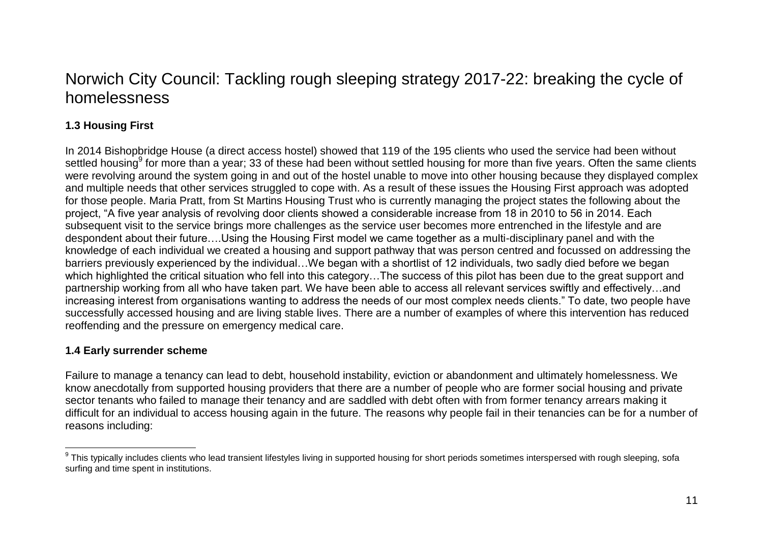# Norwich City Council: Tackling rough sleeping strategy 2017-22: breaking the cycle of homelessness

### 1.3 Housing First

In 2014 Bishopbridge House (a direct access hostel) showed that 119 of the 195 clients who used the service had been without settled housing[9] for more than a year; 33 of these had been without settled housing for more than five years. Often the same clients were revolving around the system going in and out of the hostel unable to move into other housing because they displayed complex and multiple needs that other services struggled to cope with. As a result of these issues the Housing First approach was adopted for those people. Maria Pratt, from St Martins Housing Trust who is currently managing the project states the following about the project, "A five year analysis of revolving door clients showed a considerable increase from 18 in 2010 to 56 in 2014. Each subsequent visit to the service brings more challenges as the service user becomes more entrenched in the lifestyle and are despondent about their future….Using the Housing First model we came together as a multi-disciplinary panel and with the knowledge of each individual we created a housing and support pathway that was person centred and focussed on addressing the barriers previously experienced by the individual…We began with a shortlist of 12 individuals, two sadly died before we began which highlighted the critical situation who fell into this category…The success of this pilot has been due to the great support and partnership working from all who have taken part. We have been able to access all relevant services swiftly and effectively…and increasing interest from organisations wanting to address the needs of our most complex needs clients." To date, two people have successfully accessed housing and are living stable lives. There are a number of examples of where this intervention has reduced reoffending and the pressure on emergency medical care.

### 1.4 Early surrender scheme

Failure to manage a tenancy can lead to debt, household instability, eviction or abandonment and ultimately homelessness. We know anecdotally from supported housing providers that there are a number of people who are former social housing and private sector tenants who failed to manage their tenancy and are saddled with debt often with from former tenancy arrears making it difficult for an individual to access housing again in the future. The reasons why people fail in their tenancies can be for a number of reasons including:

---

[9] This typically includes clients who lead transient lifestyles living in supported housing for short periods sometimes interspersed with rough sleeping, sofa surfing and time spent in institutions.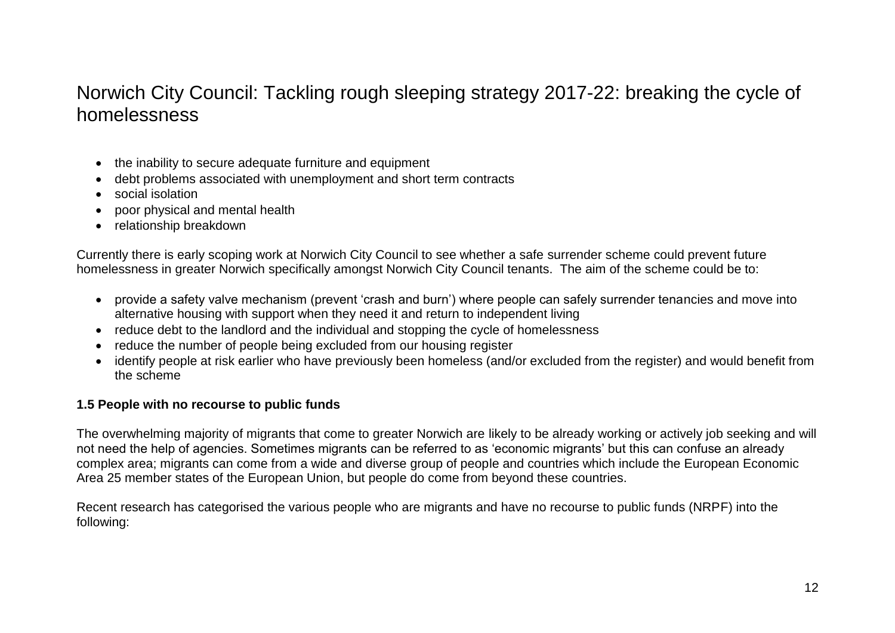- the inability to secure adequate furniture and equipment
- debt problems associated with unemployment and short term contracts
- social isolation
- poor physical and mental health
- relationship breakdown

Currently there is early scoping work at Norwich City Council to see whether a safe surrender scheme could prevent future homelessness in greater Norwich specifically amongst Norwich City Council tenants. The aim of the scheme could be to:

- provide a safety valve mechanism (prevent 'crash and burn') where people can safely surrender tenancies and move into alternative housing with support when they need it and return to independent living
- reduce debt to the landlord and the individual and stopping the cycle of homelessness
- reduce the number of people being excluded from our housing register
- identify people at risk earlier who have previously been homeless (and/or excluded from the register) and would benefit from the scheme

**1.5 People with no recourse to public funds**

The overwhelming majority of migrants that come to greater Norwich are likely to be already working or actively job seeking and will not need the help of agencies. Sometimes migrants can be referred to as 'economic migrants' but this can confuse an already complex area; migrants can come from a wide and diverse group of people and countries which include the European Economic Area 25 member states of the European Union, but people do come from beyond these countries.

Recent research has categorised the various people who are migrants and have no recourse to public funds (NRPF) into the following: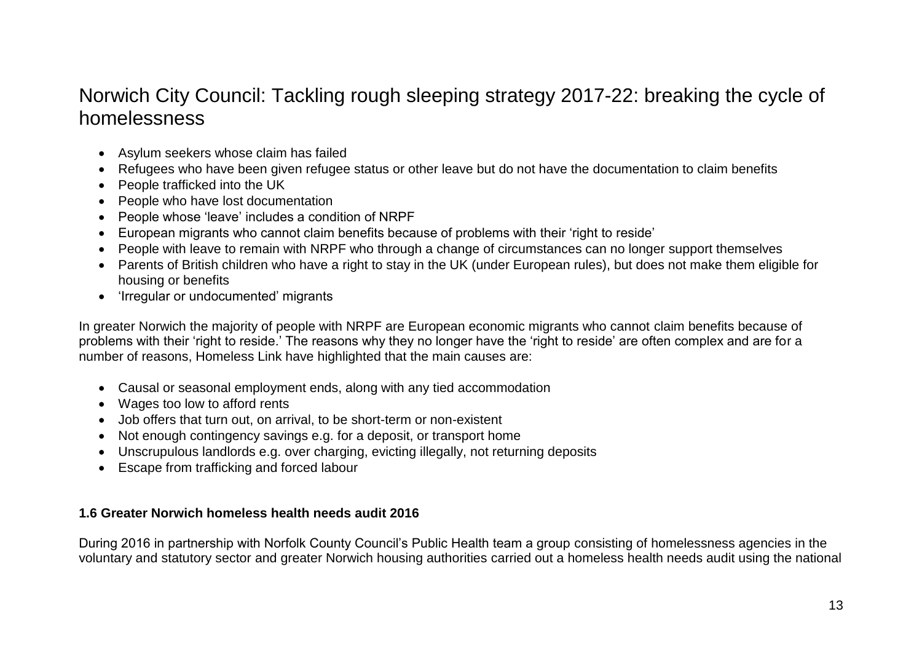- Asylum seekers whose claim has failed
- Refugees who have been given refugee status or other leave but do not have the documentation to claim benefits
- People trafficked into the UK
- People who have lost documentation
- People whose 'leave' includes a condition of NRPF
- European migrants who cannot claim benefits because of problems with their 'right to reside'
- People with leave to remain with NRPF who through a change of circumstances can no longer support themselves
- Parents of British children who have a right to stay in the UK (under European rules), but does not make them eligible for housing or benefits
- 'Irregular or undocumented' migrants

In greater Norwich the majority of people with NRPF are European economic migrants who cannot claim benefits because of problems with their 'right to reside.' The reasons why they no longer have the 'right to reside' are often complex and are for a number of reasons, Homeless Link have highlighted that the main causes are:

- Causal or seasonal employment ends, along with any tied accommodation
- Wages too low to afford rents
- Job offers that turn out, on arrival, to be short-term or non-existent
- Not enough contingency savings e.g. for a deposit, or transport home
- Unscrupulous landlords e.g. over charging, evicting illegally, not returning deposits
- Escape from trafficking and forced labour

### 1.6 Greater Norwich homeless health needs audit 2016

During 2016 in partnership with Norfolk County Council's Public Health team a group consisting of homelessness agencies in the voluntary and statutory sector and greater Norwich housing authorities carried out a homeless health needs audit using the national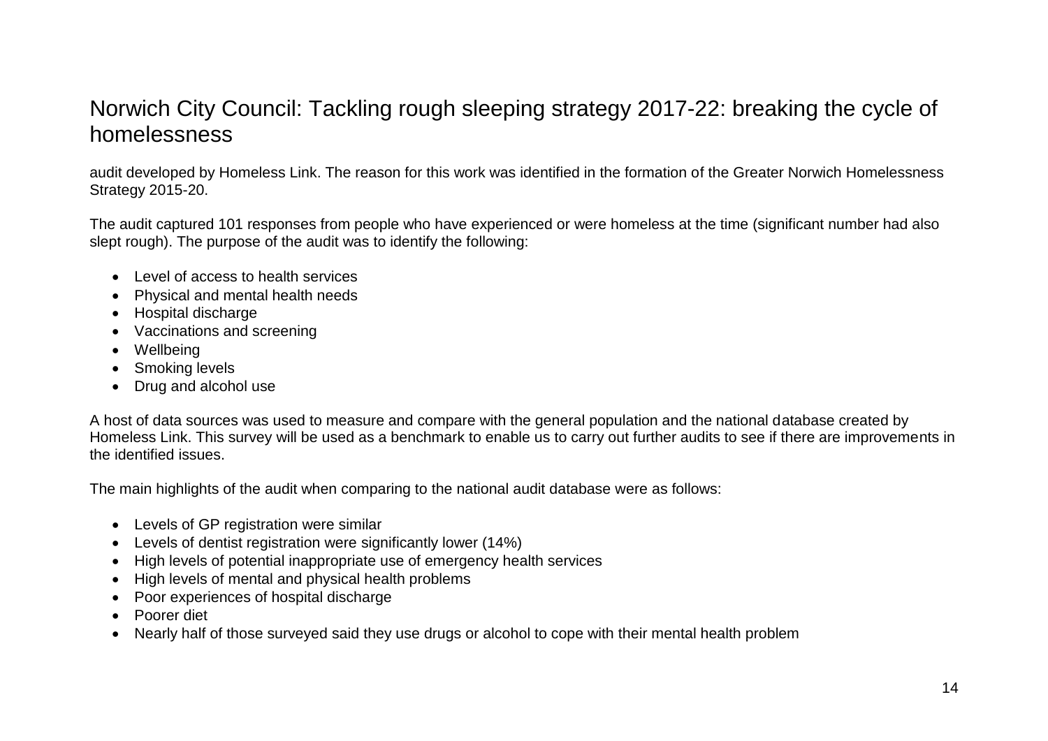audit developed by Homeless Link. The reason for this work was identified in the formation of the Greater Norwich Homelessness Strategy 2015-20.

The audit captured 101 responses from people who have experienced or were homeless at the time (significant number had also slept rough). The purpose of the audit was to identify the following:

- Level of access to health services
- Physical and mental health needs
- Hospital discharge
- Vaccinations and screening
- Wellbeing
- Smoking levels
- Drug and alcohol use

A host of data sources was used to measure and compare with the general population and the national database created by Homeless Link. This survey will be used as a benchmark to enable us to carry out further audits to see if there are improvements in the identified issues.

The main highlights of the audit when comparing to the national audit database were as follows:

- Levels of GP registration were similar
- Levels of dentist registration were significantly lower (14%)
- High levels of potential inappropriate use of emergency health services
- High levels of mental and physical health problems
- Poor experiences of hospital discharge
- Poorer diet
- Nearly half of those surveyed said they use drugs or alcohol to cope with their mental health problem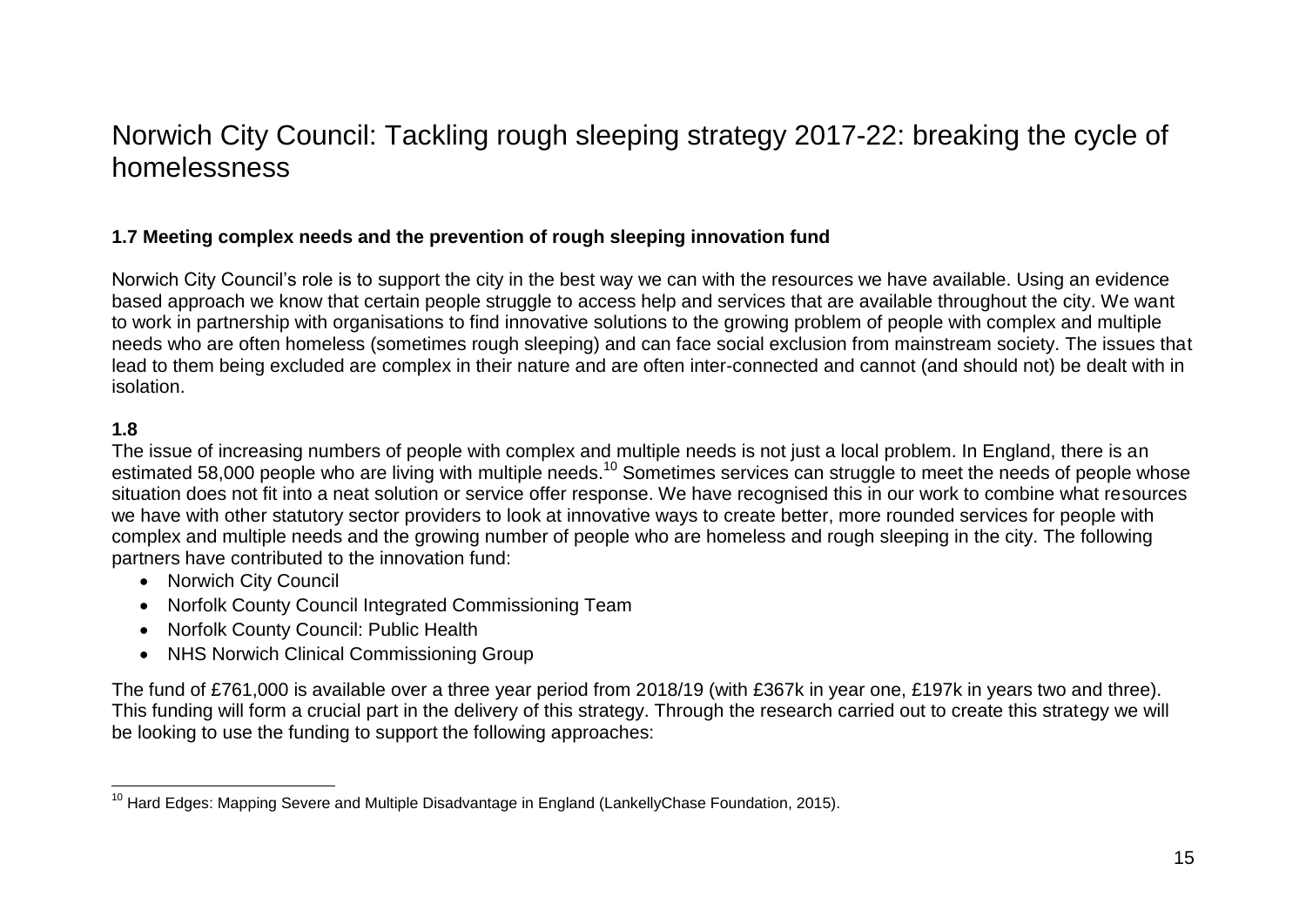# Norwich City Council: Tackling rough sleeping strategy 2017-22: breaking the cycle of homelessness

### 1.7 Meeting complex needs and the prevention of rough sleeping innovation fund

Norwich City Council's role is to support the city in the best way we can with the resources we have available. Using an evidence based approach we know that certain people struggle to access help and services that are available throughout the city. We want to work in partnership with organisations to find innovative solutions to the growing problem of people with complex and multiple needs who are often homeless (sometimes rough sleeping) and can face social exclusion from mainstream society. The issues that lead to them being excluded are complex in their nature and are often inter-connected and cannot (and should not) be dealt with in isolation.

### 1.8

The issue of increasing numbers of people with complex and multiple needs is not just a local problem. In England, there is an estimated 58,000 people who are living with multiple needs.[10] Sometimes services can struggle to meet the needs of people whose situation does not fit into a neat solution or service offer response. We have recognised this in our work to combine what resources we have with other statutory sector providers to look at innovative ways to create better, more rounded services for people with complex and multiple needs and the growing number of people who are homeless and rough sleeping in the city. The following partners have contributed to the innovation fund:

- Norwich City Council
- Norfolk County Council Integrated Commissioning Team
- Norfolk County Council: Public Health
- NHS Norwich Clinical Commissioning Group

The fund of £761,000 is available over a three year period from 2018/19 (with £367k in year one, £197k in years two and three). This funding will form a crucial part in the delivery of this strategy. Through the research carried out to create this strategy we will be looking to use the funding to support the following approaches:

---

[10] Hard Edges: Mapping Severe and Multiple Disadvantage in England (LankellyChase Foundation, 2015).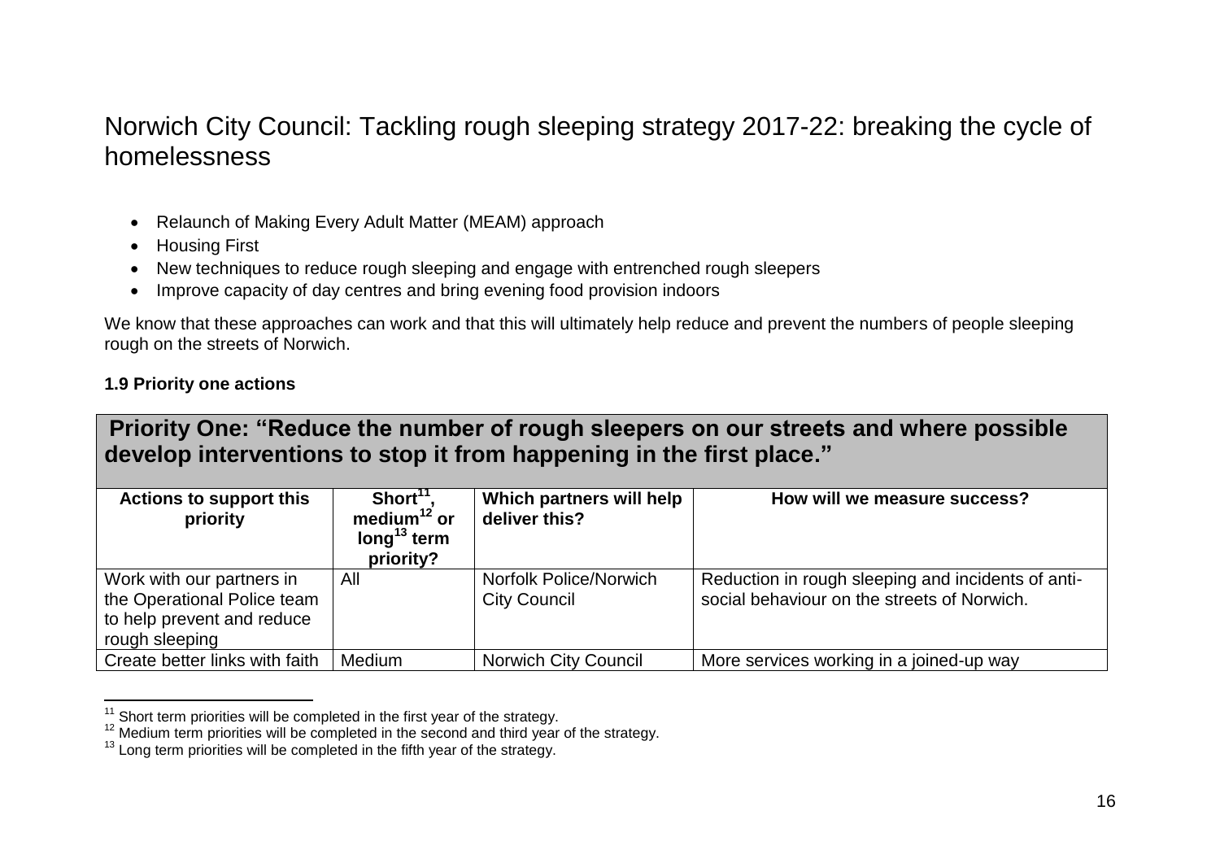# Norwich City Council: Tackling rough sleeping strategy 2017-22: breaking the cycle of homelessness

- Relaunch of Making Every Adult Matter (MEAM) approach
- Housing First
- New techniques to reduce rough sleeping and engage with entrenched rough sleepers
- Improve capacity of day centres and bring evening food provision indoors

We know that these approaches can work and that this will ultimately help reduce and prevent the numbers of people sleeping rough on the streets of Norwich.

**1.9 Priority one actions**

| **Priority One: "Reduce the number of rough sleepers on our streets and where possible develop interventions to stop it from happening in the first place."** | | | |
|---|---|---|---|
| **Actions to support this priority** | **Short[11], medium[12] or long[13] term priority?** | **Which partners will help deliver this?** | **How will we measure success?** |
| Work with our partners in the Operational Police team to help prevent and reduce rough sleeping | All | Norfolk Police/Norwich City Council | Reduction in rough sleeping and incidents of anti-social behaviour on the streets of Norwich. |
| Create better links with faith | Medium | Norwich City Council | More services working in a joined-up way |

[11] Short term priorities will be completed in the first year of the strategy.
[12] Medium term priorities will be completed in the second and third year of the strategy.
[13] Long term priorities will be completed in the fifth year of the strategy.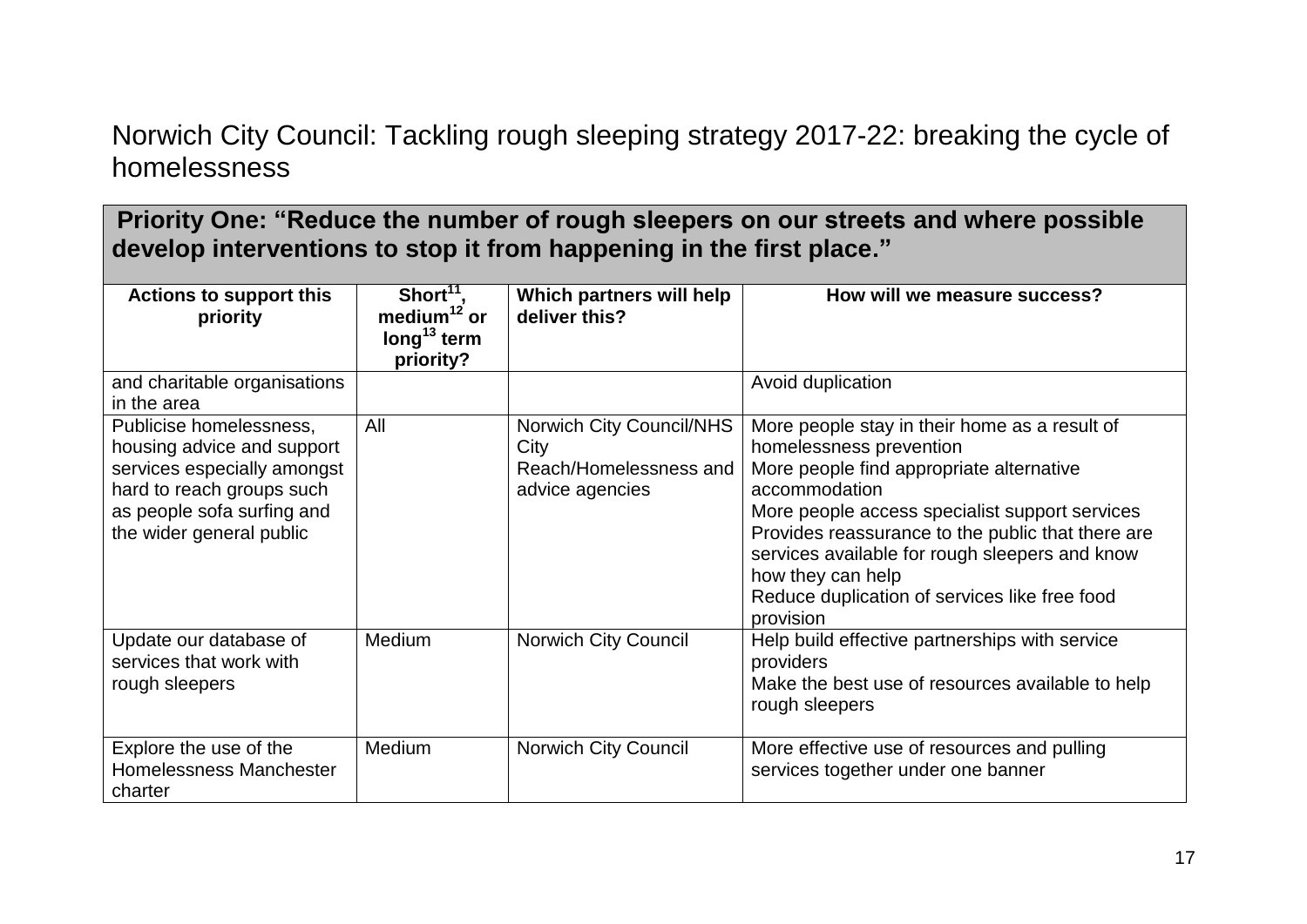Norwich City Council: Tackling rough sleeping strategy 2017-22: breaking the cycle of homelessness

## Priority One: "Reduce the number of rough sleepers on our streets and where possible develop interventions to stop it from happening in the first place."

| Actions to support this priority | Short[11], medium[12] or long[13] term priority? | Which partners will help deliver this? | How will we measure success? |
|---|---|---|---|
| and charitable organisations in the area | | | Avoid duplication |
| Publicise homelessness, housing advice and support services especially amongst hard to reach groups such as people sofa surfing and the wider general public | All | Norwich City Council/NHS City Reach/Homelessness and advice agencies | More people stay in their home as a result of homelessness prevention<br>More people find appropriate alternative accommodation<br>More people access specialist support services<br>Provides reassurance to the public that there are services available for rough sleepers and know how they can help<br>Reduce duplication of services like free food provision |
| Update our database of services that work with rough sleepers | Medium | Norwich City Council | Help build effective partnerships with service providers<br>Make the best use of resources available to help rough sleepers |
| Explore the use of the Homelessness Manchester charter | Medium | Norwich City Council | More effective use of resources and pulling services together under one banner |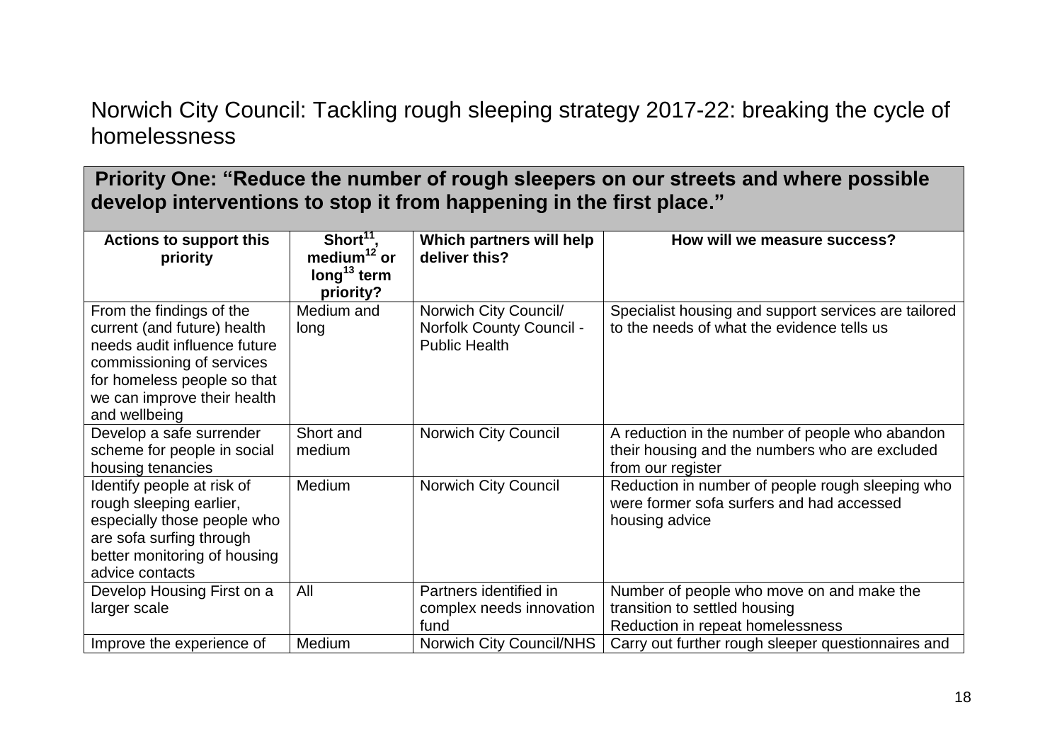# Norwich City Council: Tackling rough sleeping strategy 2017-22: breaking the cycle of homelessness

| **Priority One: "Reduce the number of rough sleepers on our streets and where possible develop interventions to stop it from happening in the first place."** | | | |
|---|---|---|---|
| **Actions to support this priority** | **Short[11], medium[12] or long[13] term priority?** | **Which partners will help deliver this?** | **How will we measure success?** |
| From the findings of the current (and future) health needs audit influence future commissioning of services for homeless people so that we can improve their health and wellbeing | Medium and long | Norwich City Council/ Norfolk County Council - Public Health | Specialist housing and support services are tailored to the needs of what the evidence tells us |
| Develop a safe surrender scheme for people in social housing tenancies | Short and medium | Norwich City Council | A reduction in the number of people who abandon their housing and the numbers who are excluded from our register |
| Identify people at risk of rough sleeping earlier, especially those people who are sofa surfing through better monitoring of housing advice contacts | Medium | Norwich City Council | Reduction in number of people rough sleeping who were former sofa surfers and had accessed housing advice |
| Develop Housing First on a larger scale | All | Partners identified in complex needs innovation fund | Number of people who move on and make the transition to settled housing<br>Reduction in repeat homelessness |
| Improve the experience of | Medium | Norwich City Council/NHS | Carry out further rough sleeper questionnaires and |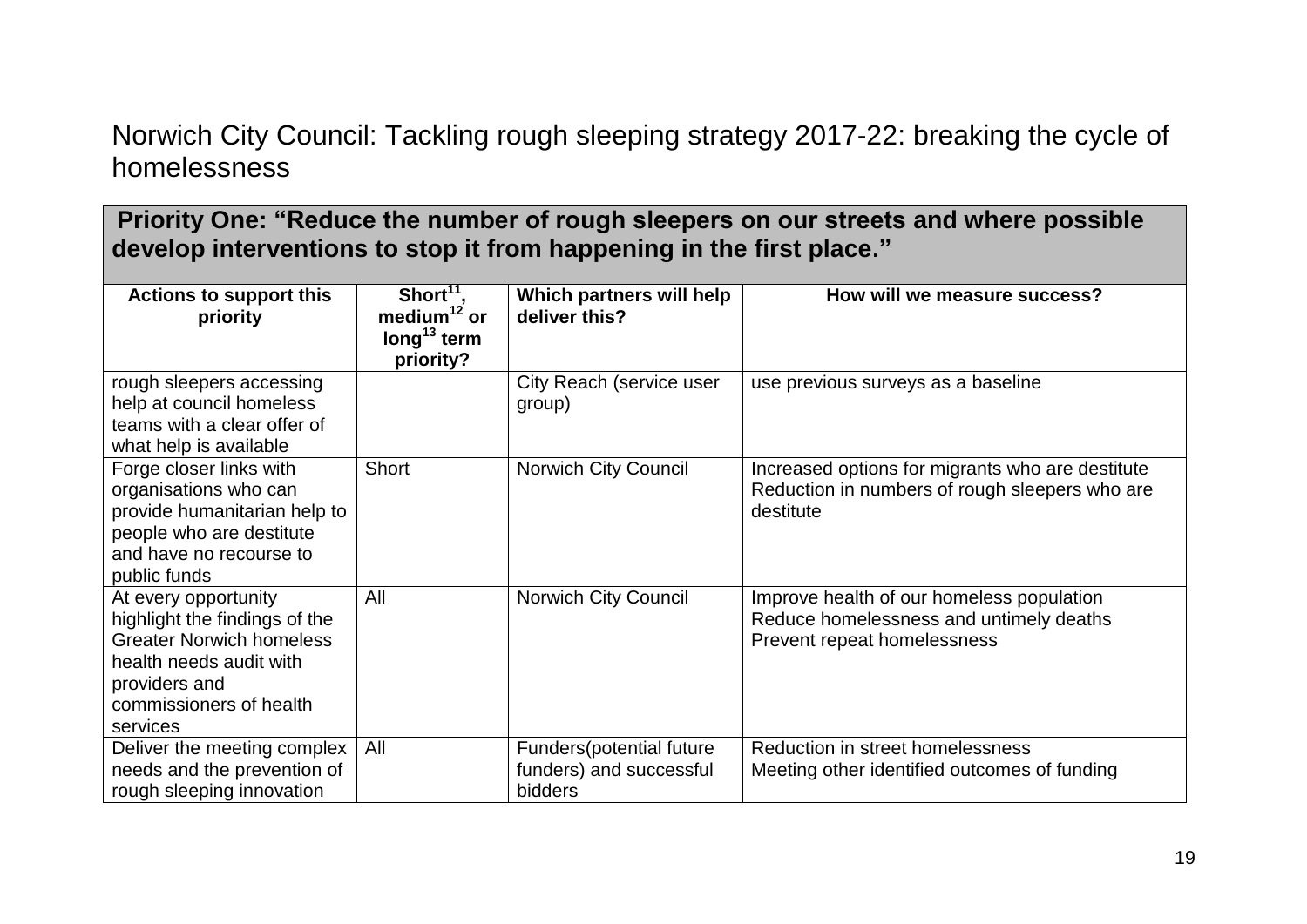Norwich City Council: Tackling rough sleeping strategy 2017-22: breaking the cycle of homelessness

| **Priority One: "Reduce the number of rough sleepers on our streets and where possible develop interventions to stop it from happening in the first place."** | | | |
|---|---|---|---|
| **Actions to support this priority** | **Short[11], medium[12] or long[13] term priority?** | **Which partners will help deliver this?** | **How will we measure success?** |
| rough sleepers accessing help at council homeless teams with a clear offer of what help is available | | City Reach (service user group) | use previous surveys as a baseline |
| Forge closer links with organisations who can provide humanitarian help to people who are destitute and have no recourse to public funds | Short | Norwich City Council | Increased options for migrants who are destitute<br>Reduction in numbers of rough sleepers who are destitute |
| At every opportunity highlight the findings of the Greater Norwich homeless health needs audit with providers and commissioners of health services | All | Norwich City Council | Improve health of our homeless population<br>Reduce homelessness and untimely deaths<br>Prevent repeat homelessness |
| Deliver the meeting complex needs and the prevention of rough sleeping innovation | All | Funders(potential future funders) and successful bidders | Reduction in street homelessness<br>Meeting other identified outcomes of funding |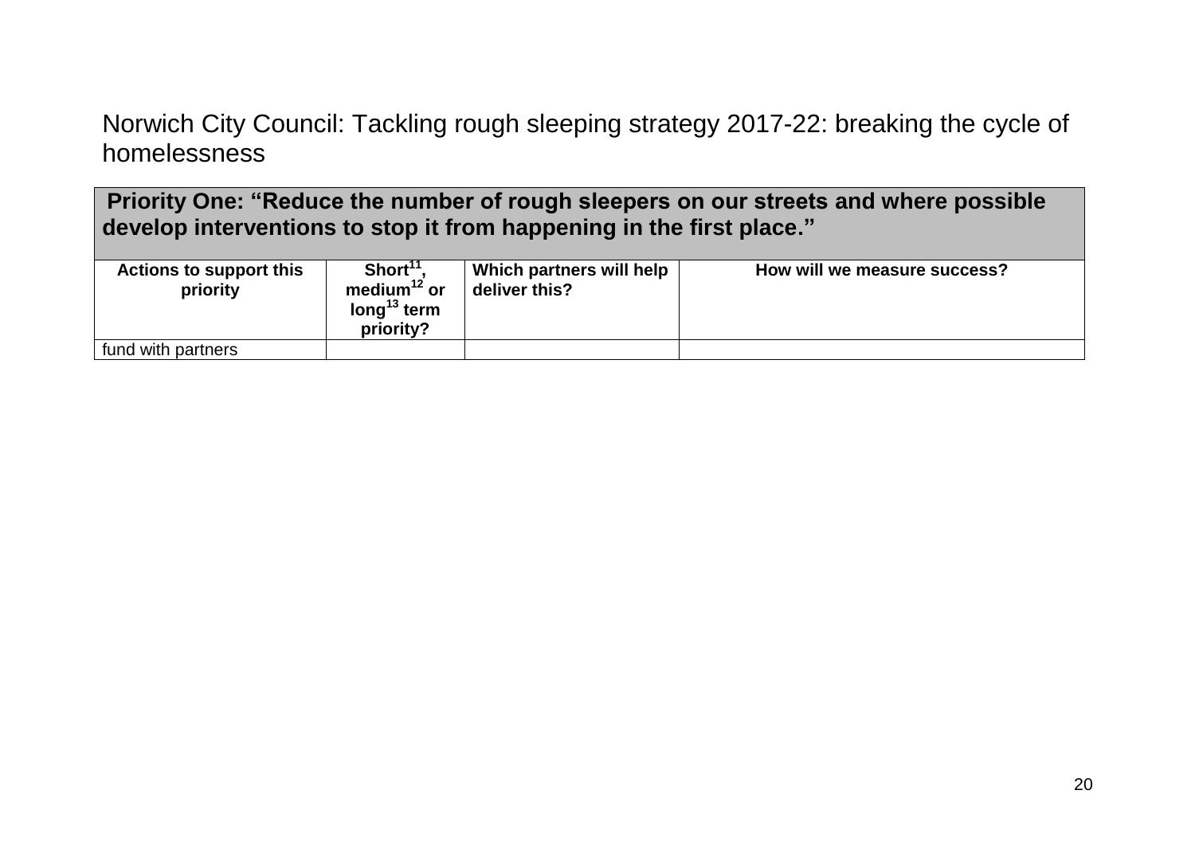Norwich City Council: Tackling rough sleeping strategy 2017-22: breaking the cycle of homelessness

| **Priority One: "Reduce the number of rough sleepers on our streets and where possible develop interventions to stop it from happening in the first place."** | | | |
|---|---|---|---|
| **Actions to support this priority** | **Short[11], medium[12] or long[13] term priority?** | **Which partners will help deliver this?** | **How will we measure success?** |
| fund with partners | | | |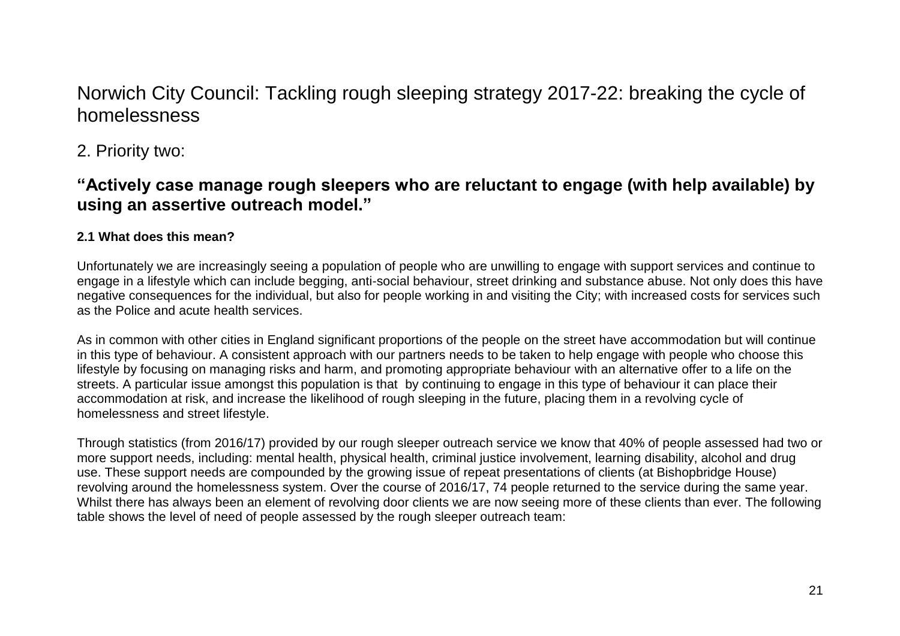# Norwich City Council: Tackling rough sleeping strategy 2017-22: breaking the cycle of homelessness

## 2. Priority two:

## **"Actively case manage rough sleepers who are reluctant to engage (with help available) by using an assertive outreach model."**

### **2.1 What does this mean?**

Unfortunately we are increasingly seeing a population of people who are unwilling to engage with support services and continue to engage in a lifestyle which can include begging, anti-social behaviour, street drinking and substance abuse. Not only does this have negative consequences for the individual, but also for people working in and visiting the City; with increased costs for services such as the Police and acute health services.

As in common with other cities in England significant proportions of the people on the street have accommodation but will continue in this type of behaviour. A consistent approach with our partners needs to be taken to help engage with people who choose this lifestyle by focusing on managing risks and harm, and promoting appropriate behaviour with an alternative offer to a life on the streets. A particular issue amongst this population is that by continuing to engage in this type of behaviour it can place their accommodation at risk, and increase the likelihood of rough sleeping in the future, placing them in a revolving cycle of homelessness and street lifestyle.

Through statistics (from 2016/17) provided by our rough sleeper outreach service we know that 40% of people assessed had two or more support needs, including: mental health, physical health, criminal justice involvement, learning disability, alcohol and drug use. These support needs are compounded by the growing issue of repeat presentations of clients (at Bishopbridge House) revolving around the homelessness system. Over the course of 2016/17, 74 people returned to the service during the same year. Whilst there has always been an element of revolving door clients we are now seeing more of these clients than ever. The following table shows the level of need of people assessed by the rough sleeper outreach team: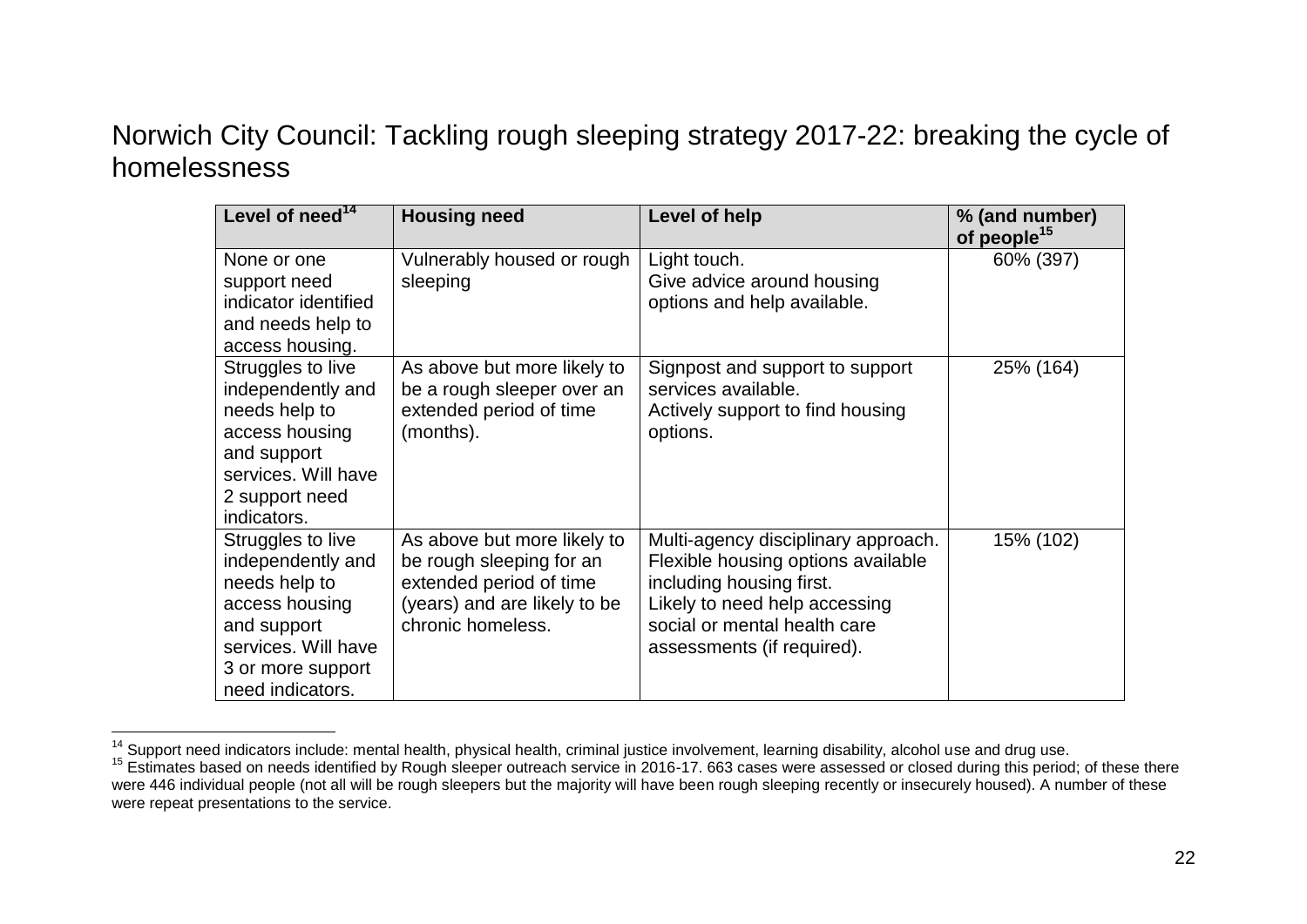# Norwich City Council: Tackling rough sleeping strategy 2017-22: breaking the cycle of homelessness

| Level of need[14] | Housing need | Level of help | % (and number) of people[15] |
|---|---|---|---|
| None or one support need indicator identified and needs help to access housing. | Vulnerably housed or rough sleeping | Light touch.<br>Give advice around housing options and help available. | 60% (397) |
| Struggles to live independently and needs help to access housing and support services. Will have 2 support need indicators. | As above but more likely to be a rough sleeper over an extended period of time (months). | Signpost and support to support services available.<br>Actively support to find housing options. | 25% (164) |
| Struggles to live independently and needs help to access housing and support services. Will have 3 or more support need indicators. | As above but more likely to be rough sleeping for an extended period of time (years) and are likely to be chronic homeless. | Multi-agency disciplinary approach. Flexible housing options available including housing first.<br>Likely to need help accessing social or mental health care assessments (if required). | 15% (102) |

[14] Support need indicators include: mental health, physical health, criminal justice involvement, learning disability, alcohol use and drug use.

[15] Estimates based on needs identified by Rough sleeper outreach service in 2016-17. 663 cases were assessed or closed during this period; of these there were 446 individual people (not all will be rough sleepers but the majority will have been rough sleeping recently or insecurely housed). A number of these were repeat presentations to the service.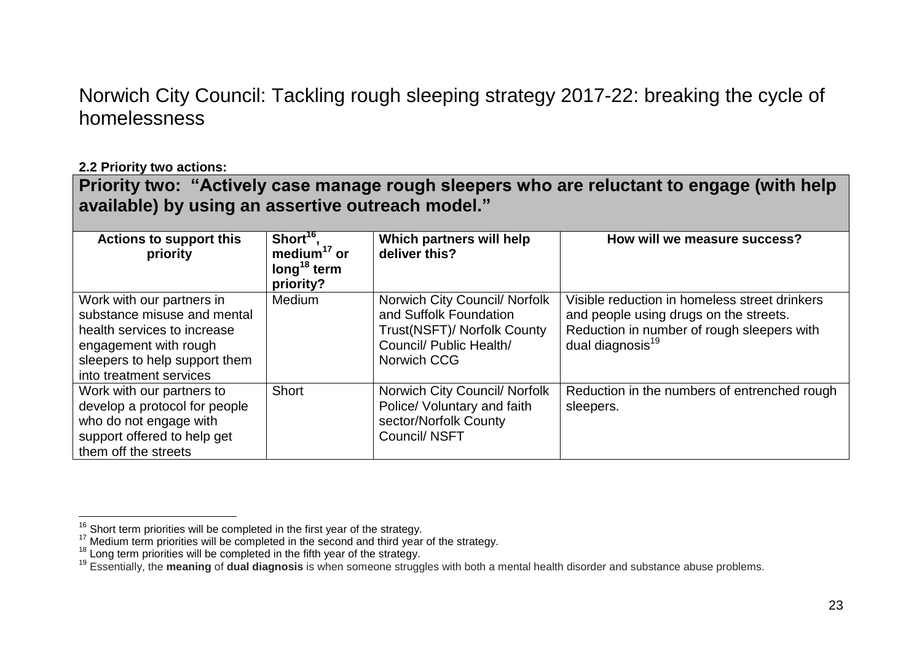# Norwich City Council: Tackling rough sleeping strategy 2017-22: breaking the cycle of homelessness

**2.2 Priority two actions:**

## Priority two: "Actively case manage rough sleepers who are reluctant to engage (with help available) by using an assertive outreach model."

| Actions to support this priority | Short[16], medium[17] or long[18] term priority? | Which partners will help deliver this? | How will we measure success? |
|---|---|---|---|
| Work with our partners in substance misuse and mental health services to increase engagement with rough sleepers to help support them into treatment services | Medium | Norwich City Council/ Norfolk and Suffolk Foundation Trust(NSFT)/ Norfolk County Council/ Public Health/ Norwich CCG | Visible reduction in homeless street drinkers and people using drugs on the streets. Reduction in number of rough sleepers with dual diagnosis[19] |
| Work with our partners to develop a protocol for people who do not engage with support offered to help get them off the streets | Short | Norwich City Council/ Norfolk Police/ Voluntary and faith sector/Norfolk County Council/ NSFT | Reduction in the numbers of entrenched rough sleepers. |

[16] Short term priorities will be completed in the first year of the strategy.
[17] Medium term priorities will be completed in the second and third year of the strategy.
[18] Long term priorities will be completed in the fifth year of the strategy.
[19] Essentially, the **meaning** of **dual diagnosis** is when someone struggles with both a mental health disorder and substance abuse problems.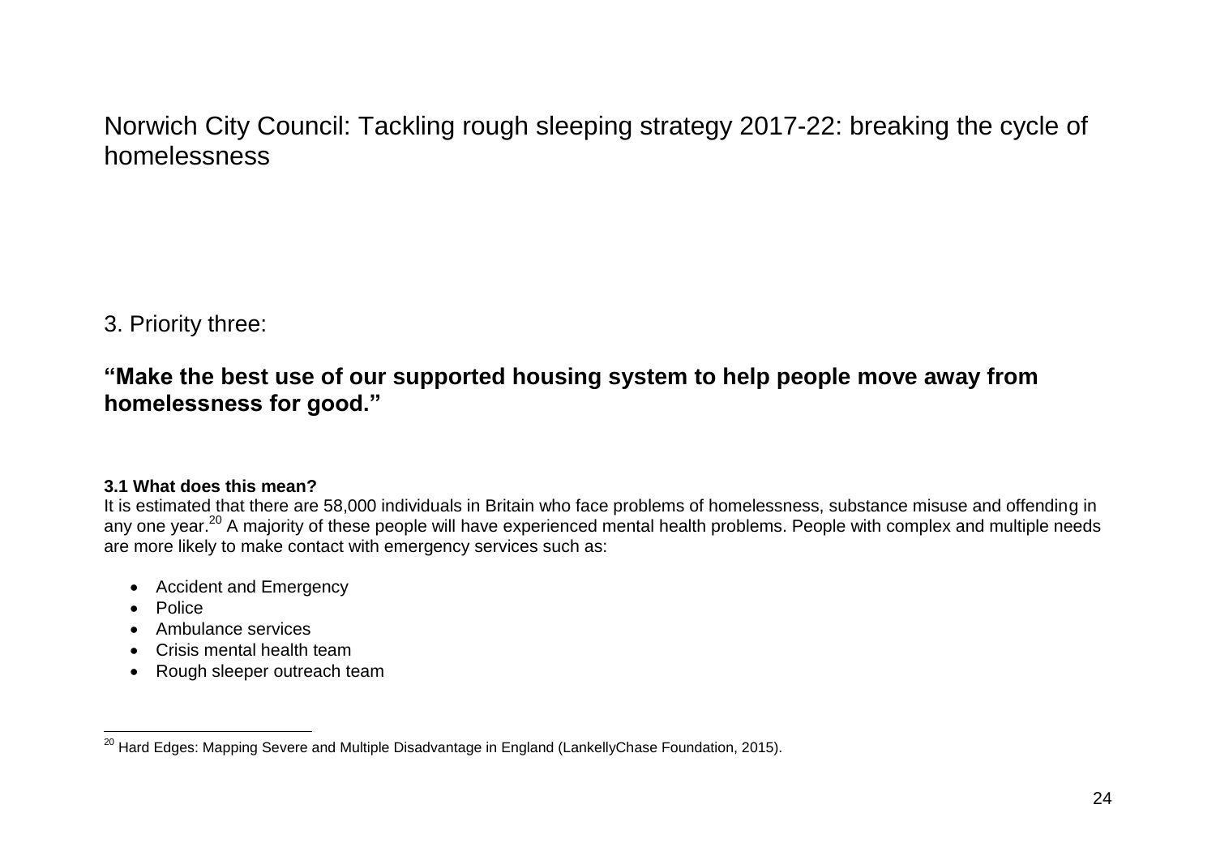Norwich City Council: Tackling rough sleeping strategy 2017-22: breaking the cycle of homelessness

## 3. Priority three:

## **"Make the best use of our supported housing system to help people move away from homelessness for good."**

### **3.1 What does this mean?**

It is estimated that there are 58,000 individuals in Britain who face problems of homelessness, substance misuse and offending in any one year.[20] A majority of these people will have experienced mental health problems. People with complex and multiple needs are more likely to make contact with emergency services such as:

- Accident and Emergency
- Police
- Ambulance services
- Crisis mental health team
- Rough sleeper outreach team

[20] Hard Edges: Mapping Severe and Multiple Disadvantage in England (LankellyChase Foundation, 2015).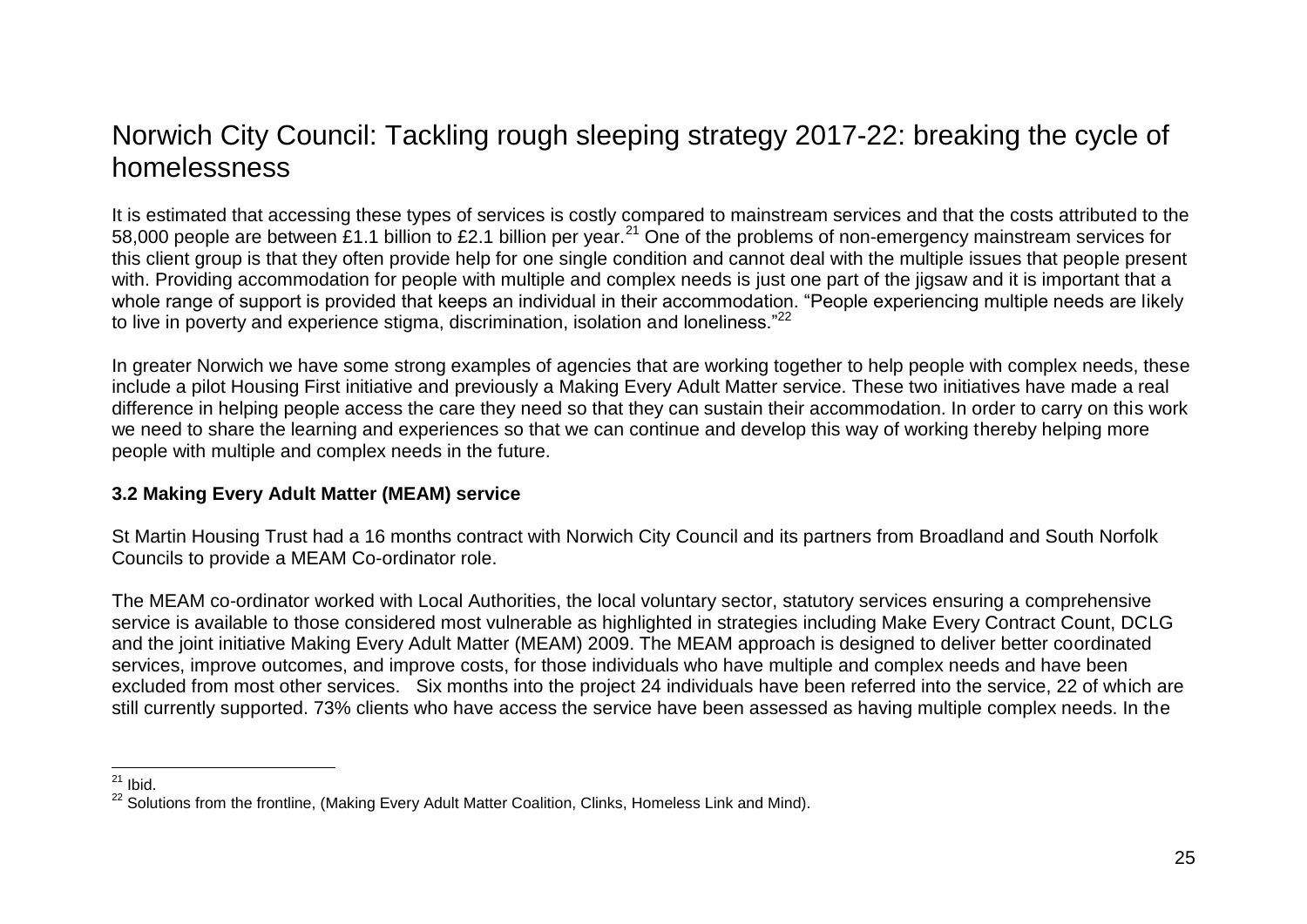# Norwich City Council: Tackling rough sleeping strategy 2017-22: breaking the cycle of homelessness

It is estimated that accessing these types of services is costly compared to mainstream services and that the costs attributed to the 58,000 people are between £1.1 billion to £2.1 billion per year.[21] One of the problems of non-emergency mainstream services for this client group is that they often provide help for one single condition and cannot deal with the multiple issues that people present with. Providing accommodation for people with multiple and complex needs is just one part of the jigsaw and it is important that a whole range of support is provided that keeps an individual in their accommodation. "People experiencing multiple needs are likely to live in poverty and experience stigma, discrimination, isolation and loneliness."[22]

In greater Norwich we have some strong examples of agencies that are working together to help people with complex needs, these include a pilot Housing First initiative and previously a Making Every Adult Matter service. These two initiatives have made a real difference in helping people access the care they need so that they can sustain their accommodation. In order to carry on this work we need to share the learning and experiences so that we can continue and develop this way of working thereby helping more people with multiple and complex needs in the future.

### 3.2 Making Every Adult Matter (MEAM) service

St Martin Housing Trust had a 16 months contract with Norwich City Council and its partners from Broadland and South Norfolk Councils to provide a MEAM Co-ordinator role.

The MEAM co-ordinator worked with Local Authorities, the local voluntary sector, statutory services ensuring a comprehensive service is available to those considered most vulnerable as highlighted in strategies including Make Every Contract Count, DCLG and the joint initiative Making Every Adult Matter (MEAM) 2009. The MEAM approach is designed to deliver better coordinated services, improve outcomes, and improve costs, for those individuals who have multiple and complex needs and have been excluded from most other services. Six months into the project 24 individuals have been referred into the service, 22 of which are still currently supported. 73% clients who have access the service have been assessed as having multiple complex needs. In the

---

[21] Ibid.

[22] Solutions from the frontline, (Making Every Adult Matter Coalition, Clinks, Homeless Link and Mind).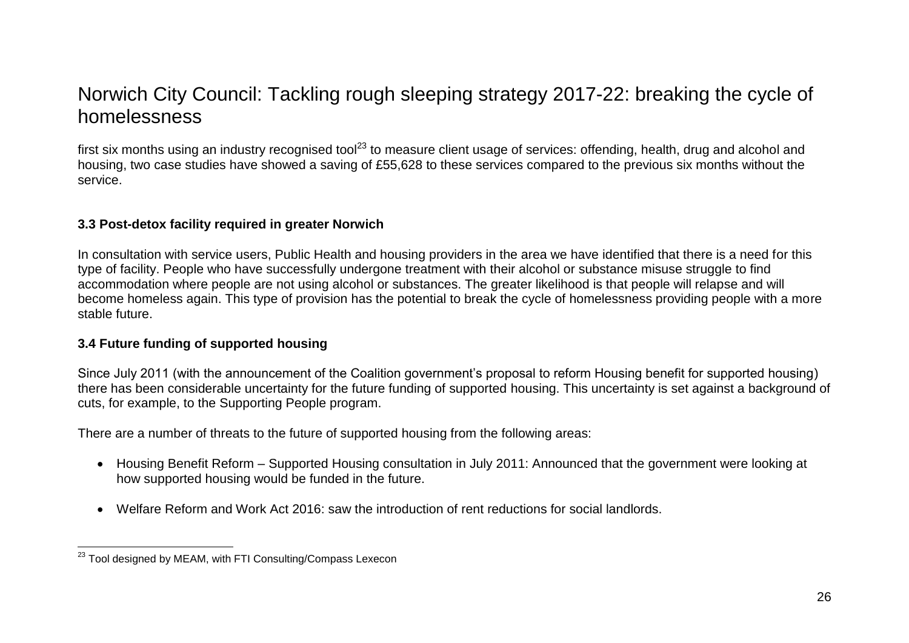first six months using an industry recognised tool[23] to measure client usage of services: offending, health, drug and alcohol and housing, two case studies have showed a saving of £55,628 to these services compared to the previous six months without the service.

### 3.3 Post-detox facility required in greater Norwich

In consultation with service users, Public Health and housing providers in the area we have identified that there is a need for this type of facility. People who have successfully undergone treatment with their alcohol or substance misuse struggle to find accommodation where people are not using alcohol or substances. The greater likelihood is that people will relapse and will become homeless again. This type of provision has the potential to break the cycle of homelessness providing people with a more stable future.

### 3.4 Future funding of supported housing

Since July 2011 (with the announcement of the Coalition government's proposal to reform Housing benefit for supported housing) there has been considerable uncertainty for the future funding of supported housing. This uncertainty is set against a background of cuts, for example, to the Supporting People program.

There are a number of threats to the future of supported housing from the following areas:

- Housing Benefit Reform – Supported Housing consultation in July 2011: Announced that the government were looking at how supported housing would be funded in the future.
- Welfare Reform and Work Act 2016: saw the introduction of rent reductions for social landlords.

[23] Tool designed by MEAM, with FTI Consulting/Compass Lexecon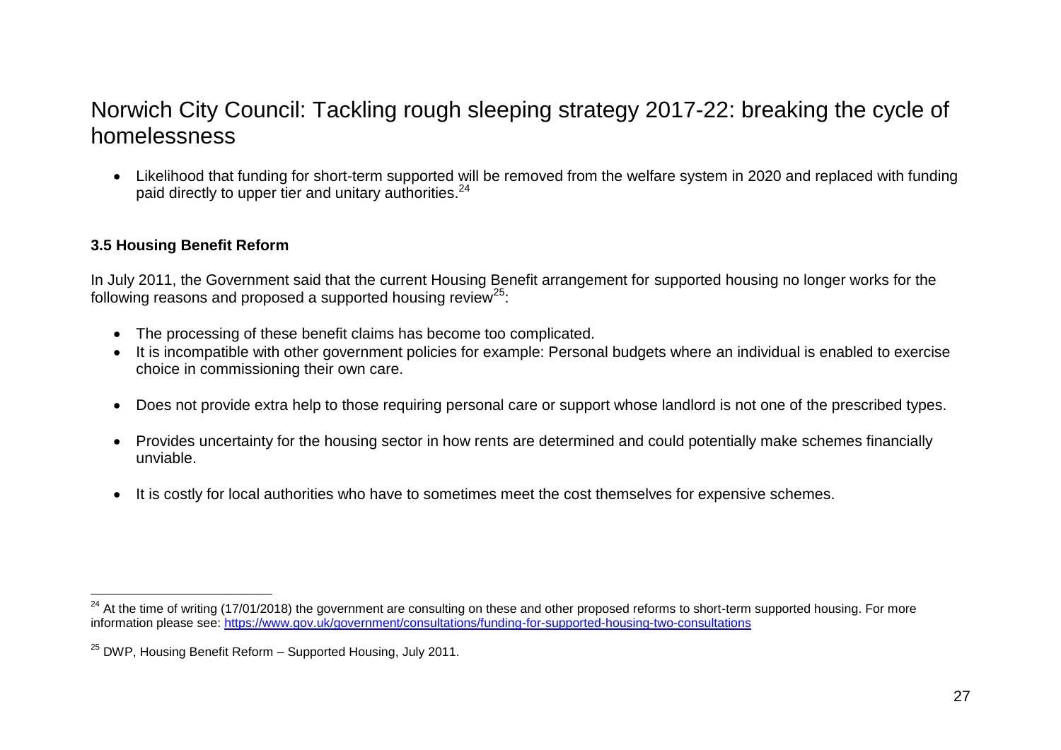- Likelihood that funding for short-term supported will be removed from the welfare system in 2020 and replaced with funding paid directly to upper tier and unitary authorities.[24]

### 3.5 Housing Benefit Reform

In July 2011, the Government said that the current Housing Benefit arrangement for supported housing no longer works for the following reasons and proposed a supported housing review[25]:

- The processing of these benefit claims has become too complicated.
- It is incompatible with other government policies for example: Personal budgets where an individual is enabled to exercise choice in commissioning their own care.
- Does not provide extra help to those requiring personal care or support whose landlord is not one of the prescribed types.
- Provides uncertainty for the housing sector in how rents are determined and could potentially make schemes financially unviable.
- It is costly for local authorities who have to sometimes meet the cost themselves for expensive schemes.

---

[24] At the time of writing (17/01/2018) the government are consulting on these and other proposed reforms to short-term supported housing. For more information please see: https://www.gov.uk/government/consultations/funding-for-supported-housing-two-consultations

[25] DWP, Housing Benefit Reform – Supported Housing, July 2011.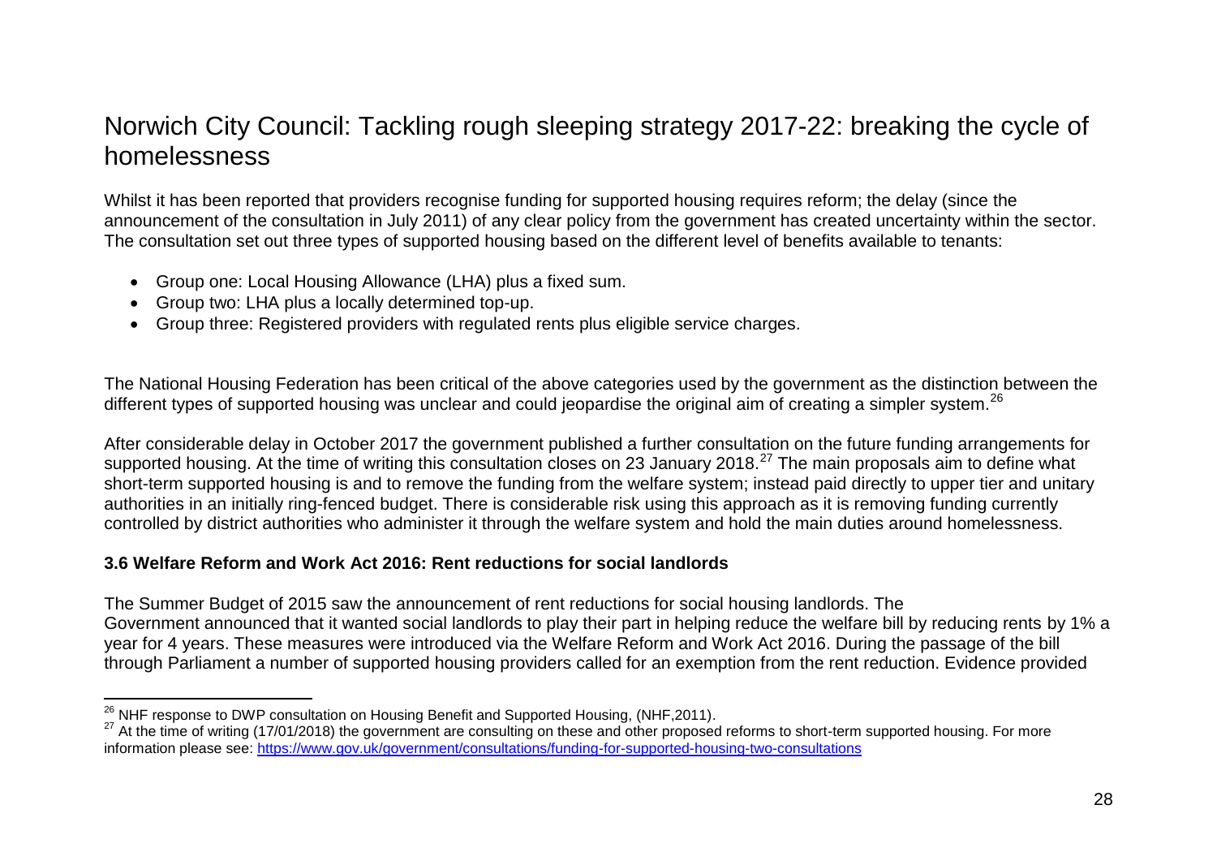# Norwich City Council: Tackling rough sleeping strategy 2017-22: breaking the cycle of homelessness

Whilst it has been reported that providers recognise funding for supported housing requires reform; the delay (since the announcement of the consultation in July 2011) of any clear policy from the government has created uncertainty within the sector. The consultation set out three types of supported housing based on the different level of benefits available to tenants:

- Group one: Local Housing Allowance (LHA) plus a fixed sum.
- Group two: LHA plus a locally determined top-up.
- Group three: Registered providers with regulated rents plus eligible service charges.

The National Housing Federation has been critical of the above categories used by the government as the distinction between the different types of supported housing was unclear and could jeopardise the original aim of creating a simpler system.[26]

After considerable delay in October 2017 the government published a further consultation on the future funding arrangements for supported housing. At the time of writing this consultation closes on 23 January 2018.[27] The main proposals aim to define what short-term supported housing is and to remove the funding from the welfare system; instead paid directly to upper tier and unitary authorities in an initially ring-fenced budget. There is considerable risk using this approach as it is removing funding currently controlled by district authorities who administer it through the welfare system and hold the main duties around homelessness.

**3.6 Welfare Reform and Work Act 2016: Rent reductions for social landlords**

The Summer Budget of 2015 saw the announcement of rent reductions for social housing landlords. The Government announced that it wanted social landlords to play their part in helping reduce the welfare bill by reducing rents by 1% a year for 4 years. These measures were introduced via the Welfare Reform and Work Act 2016. During the passage of the bill through Parliament a number of supported housing providers called for an exemption from the rent reduction. Evidence provided

---

[26] NHF response to DWP consultation on Housing Benefit and Supported Housing, (NHF,2011).

[27] At the time of writing (17/01/2018) the government are consulting on these and other proposed reforms to short-term supported housing. For more information please see: https://www.gov.uk/government/consultations/funding-for-supported-housing-two-consultations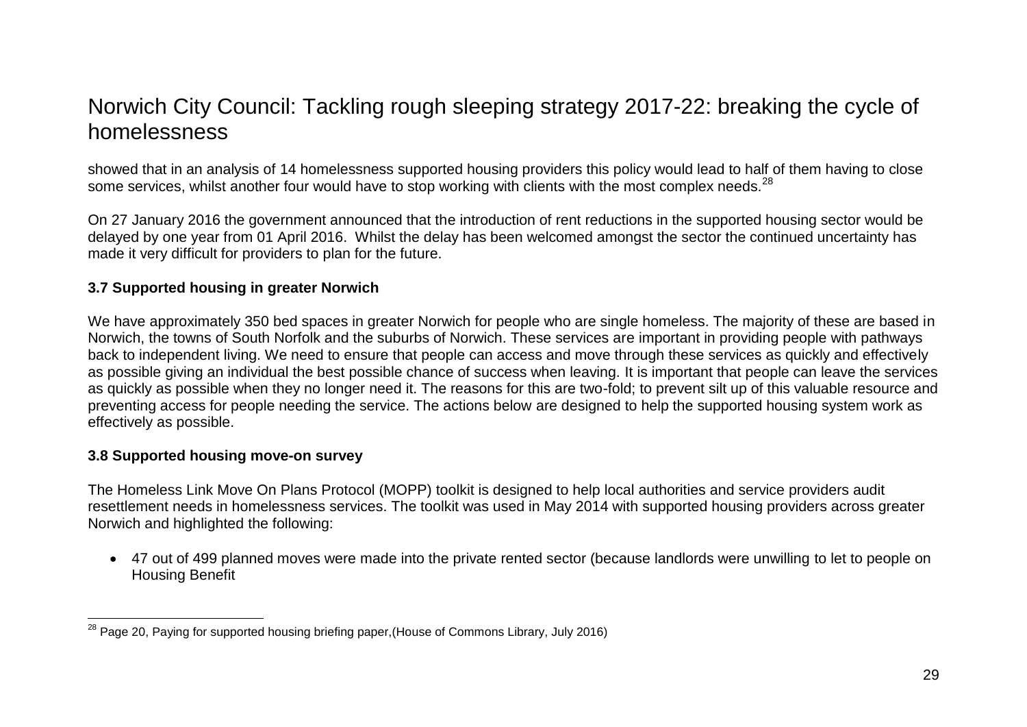showed that in an analysis of 14 homelessness supported housing providers this policy would lead to half of them having to close some services, whilst another four would have to stop working with clients with the most complex needs.[28]

On 27 January 2016 the government announced that the introduction of rent reductions in the supported housing sector would be delayed by one year from 01 April 2016. Whilst the delay has been welcomed amongst the sector the continued uncertainty has made it very difficult for providers to plan for the future.

**3.7 Supported housing in greater Norwich**

We have approximately 350 bed spaces in greater Norwich for people who are single homeless. The majority of these are based in Norwich, the towns of South Norfolk and the suburbs of Norwich. These services are important in providing people with pathways back to independent living. We need to ensure that people can access and move through these services as quickly and effectively as possible giving an individual the best possible chance of success when leaving. It is important that people can leave the services as quickly as possible when they no longer need it. The reasons for this are two-fold; to prevent silt up of this valuable resource and preventing access for people needing the service. The actions below are designed to help the supported housing system work as effectively as possible.

**3.8 Supported housing move-on survey**

The Homeless Link Move On Plans Protocol (MOPP) toolkit is designed to help local authorities and service providers audit resettlement needs in homelessness services. The toolkit was used in May 2014 with supported housing providers across greater Norwich and highlighted the following:

- 47 out of 499 planned moves were made into the private rented sector (because landlords were unwilling to let to people on Housing Benefit

[28] Page 20, Paying for supported housing briefing paper,(House of Commons Library, July 2016)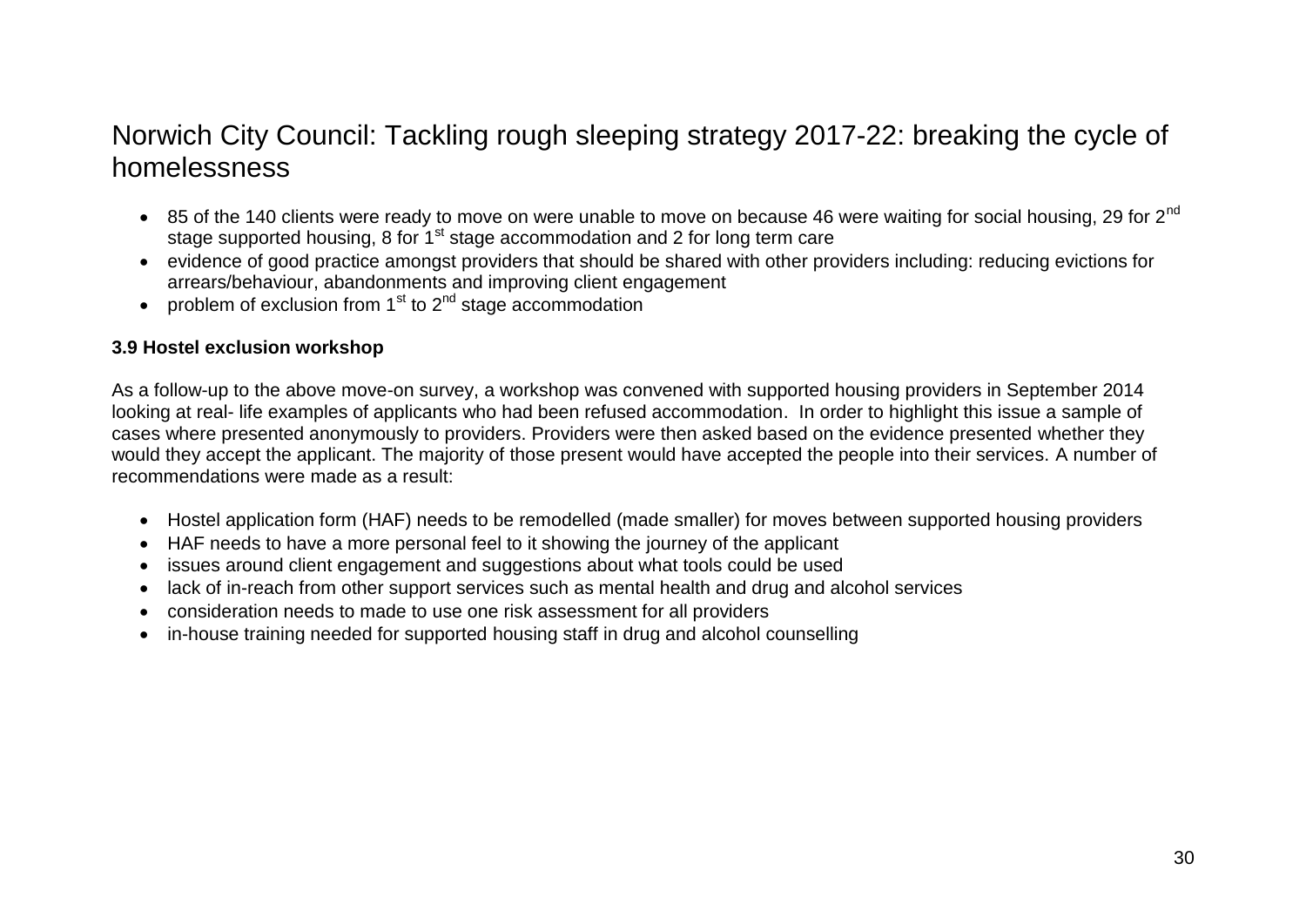- 85 of the 140 clients were ready to move on were unable to move on because 46 were waiting for social housing, 29 for 2nd stage supported housing, 8 for 1st stage accommodation and 2 for long term care
- evidence of good practice amongst providers that should be shared with other providers including: reducing evictions for arrears/behaviour, abandonments and improving client engagement
- problem of exclusion from 1st to 2nd stage accommodation

**3.9 Hostel exclusion workshop**

As a follow-up to the above move-on survey, a workshop was convened with supported housing providers in September 2014 looking at real- life examples of applicants who had been refused accommodation. In order to highlight this issue a sample of cases where presented anonymously to providers. Providers were then asked based on the evidence presented whether they would they accept the applicant. The majority of those present would have accepted the people into their services. A number of recommendations were made as a result:

- Hostel application form (HAF) needs to be remodelled (made smaller) for moves between supported housing providers
- HAF needs to have a more personal feel to it showing the journey of the applicant
- issues around client engagement and suggestions about what tools could be used
- lack of in-reach from other support services such as mental health and drug and alcohol services
- consideration needs to made to use one risk assessment for all providers
- in-house training needed for supported housing staff in drug and alcohol counselling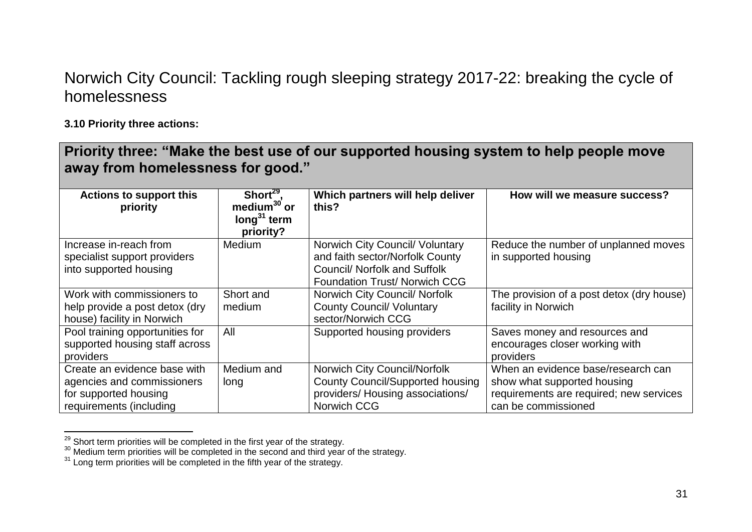# Norwich City Council: Tackling rough sleeping strategy 2017-22: breaking the cycle of homelessness

**3.10 Priority three actions:**

## Priority three: "Make the best use of our supported housing system to help people move away from homelessness for good."

| Actions to support this priority | Short[29], medium[30] or long[31] term priority? | Which partners will help deliver this? | How will we measure success? |
|---|---|---|---|
| Increase in-reach from specialist support providers into supported housing | Medium | Norwich City Council/ Voluntary and faith sector/Norfolk County Council/ Norfolk and Suffolk Foundation Trust/ Norwich CCG | Reduce the number of unplanned moves in supported housing |
| Work with commissioners to help provide a post detox (dry house) facility in Norwich | Short and medium | Norwich City Council/ Norfolk County Council/ Voluntary sector/Norwich CCG | The provision of a post detox (dry house) facility in Norwich |
| Pool training opportunities for supported housing staff across providers | All | Supported housing providers | Saves money and resources and encourages closer working with providers |
| Create an evidence base with agencies and commissioners for supported housing requirements (including | Medium and long | Norwich City Council/Norfolk County Council/Supported housing providers/ Housing associations/ Norwich CCG | When an evidence base/research can show what supported housing requirements are required; new services can be commissioned |

[29] Short term priorities will be completed in the first year of the strategy.
[30] Medium term priorities will be completed in the second and third year of the strategy.
[31] Long term priorities will be completed in the fifth year of the strategy.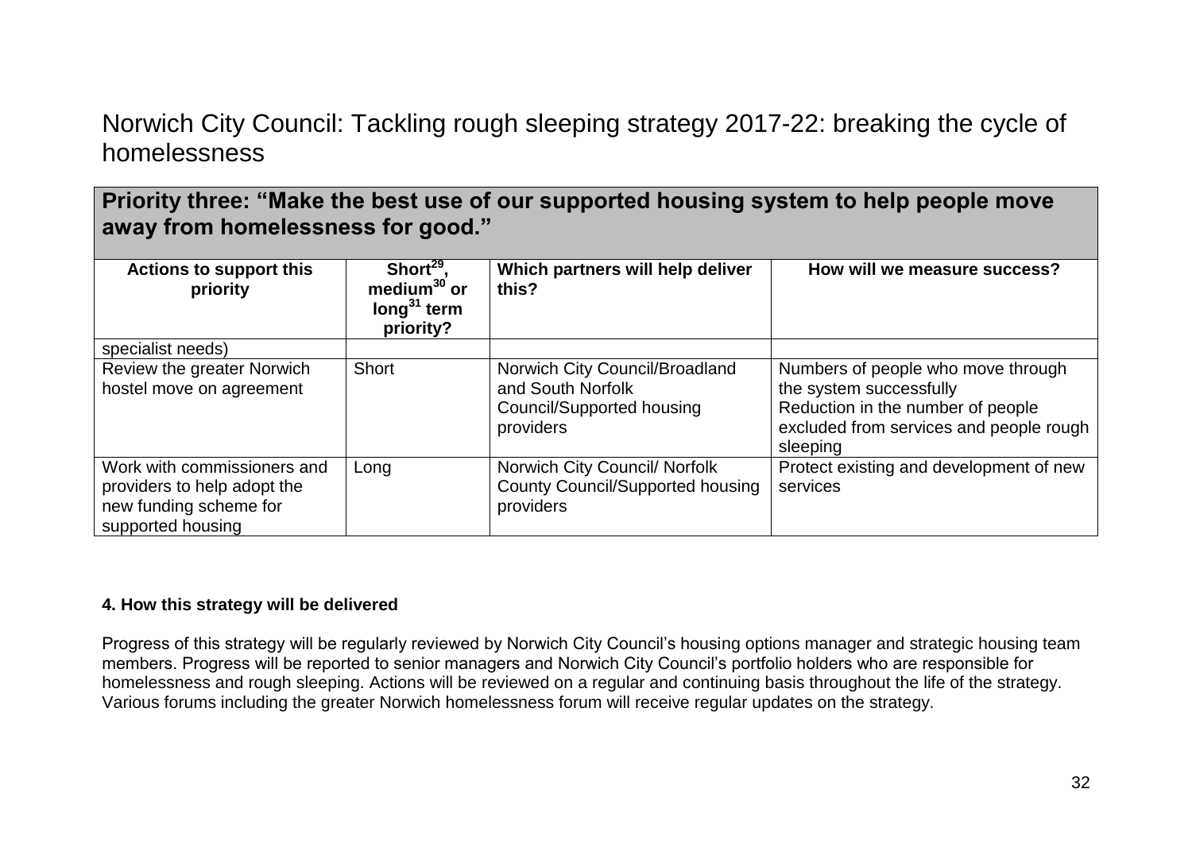# Norwich City Council: Tackling rough sleeping strategy 2017-22: breaking the cycle of homelessness

## Priority three: "Make the best use of our supported housing system to help people move away from homelessness for good."

| Actions to support this priority | Short[29], medium[30] or long[31] term priority? | Which partners will help deliver this? | How will we measure success? |
|---|---|---|---|
| specialist needs) | | | |
| Review the greater Norwich hostel move on agreement | Short | Norwich City Council/Broadland and South Norfolk Council/Supported housing providers | Numbers of people who move through the system successfully<br>Reduction in the number of people excluded from services and people rough sleeping |
| Work with commissioners and providers to help adopt the new funding scheme for supported housing | Long | Norwich City Council/ Norfolk County Council/Supported housing providers | Protect existing and development of new services |

**4. How this strategy will be delivered**

Progress of this strategy will be regularly reviewed by Norwich City Council's housing options manager and strategic housing team members. Progress will be reported to senior managers and Norwich City Council's portfolio holders who are responsible for homelessness and rough sleeping. Actions will be reviewed on a regular and continuing basis throughout the life of the strategy. Various forums including the greater Norwich homelessness forum will receive regular updates on the strategy.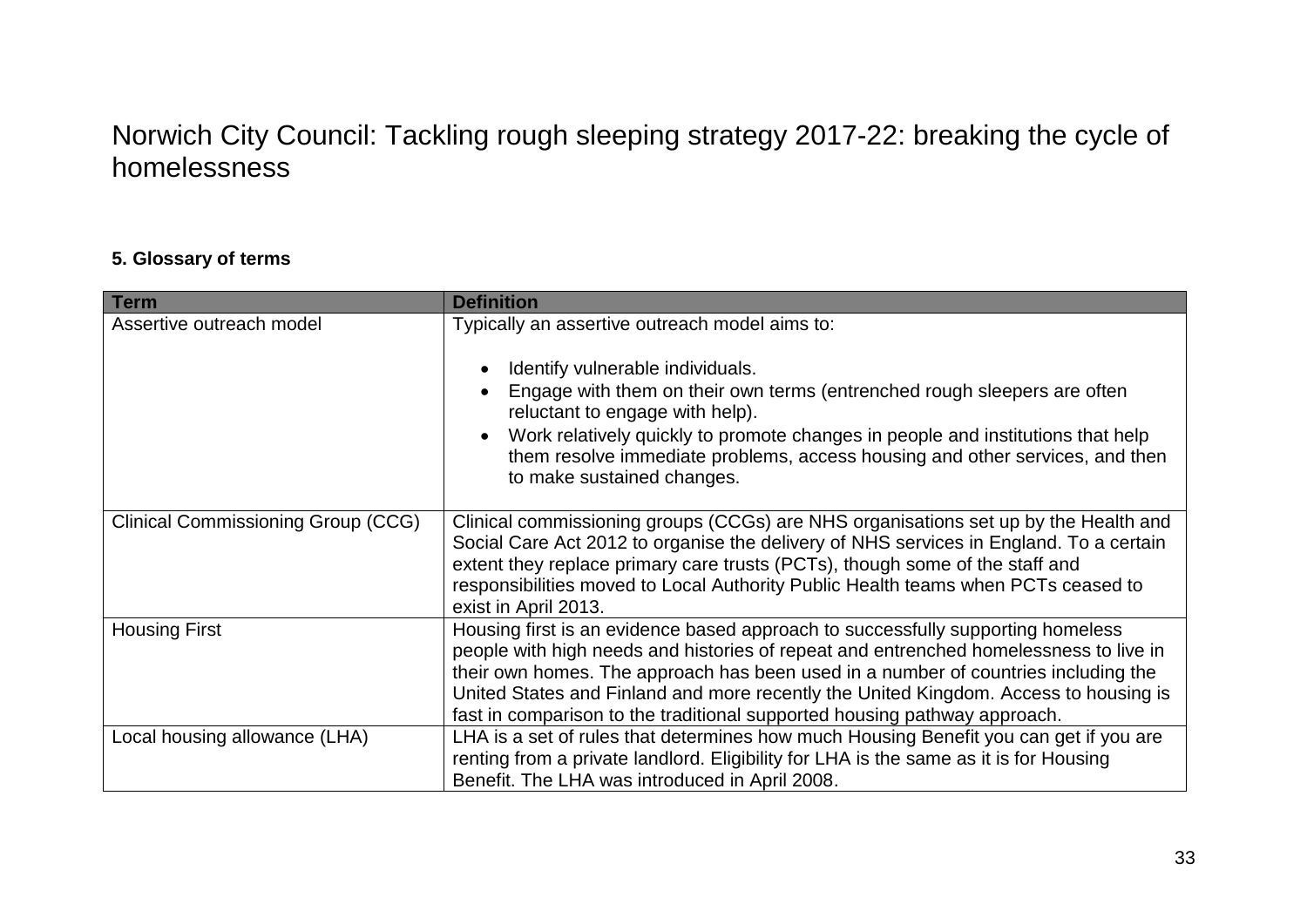# Norwich City Council: Tackling rough sleeping strategy 2017-22: breaking the cycle of homelessness

### 5. Glossary of terms

| Term | Definition |
|---|---|
| Assertive outreach model | Typically an assertive outreach model aims to:<br><br>• Identify vulnerable individuals.<br>• Engage with them on their own terms (entrenched rough sleepers are often reluctant to engage with help).<br>• Work relatively quickly to promote changes in people and institutions that help them resolve immediate problems, access housing and other services, and then to make sustained changes. |
| Clinical Commissioning Group (CCG) | Clinical commissioning groups (CCGs) are NHS organisations set up by the Health and Social Care Act 2012 to organise the delivery of NHS services in England. To a certain extent they replace primary care trusts (PCTs), though some of the staff and responsibilities moved to Local Authority Public Health teams when PCTs ceased to exist in April 2013. |
| Housing First | Housing first is an evidence based approach to successfully supporting homeless people with high needs and histories of repeat and entrenched homelessness to live in their own homes. The approach has been used in a number of countries including the United States and Finland and more recently the United Kingdom. Access to housing is fast in comparison to the traditional supported housing pathway approach. |
| Local housing allowance (LHA) | LHA is a set of rules that determines how much Housing Benefit you can get if you are renting from a private landlord. Eligibility for LHA is the same as it is for Housing Benefit. The LHA was introduced in April 2008. |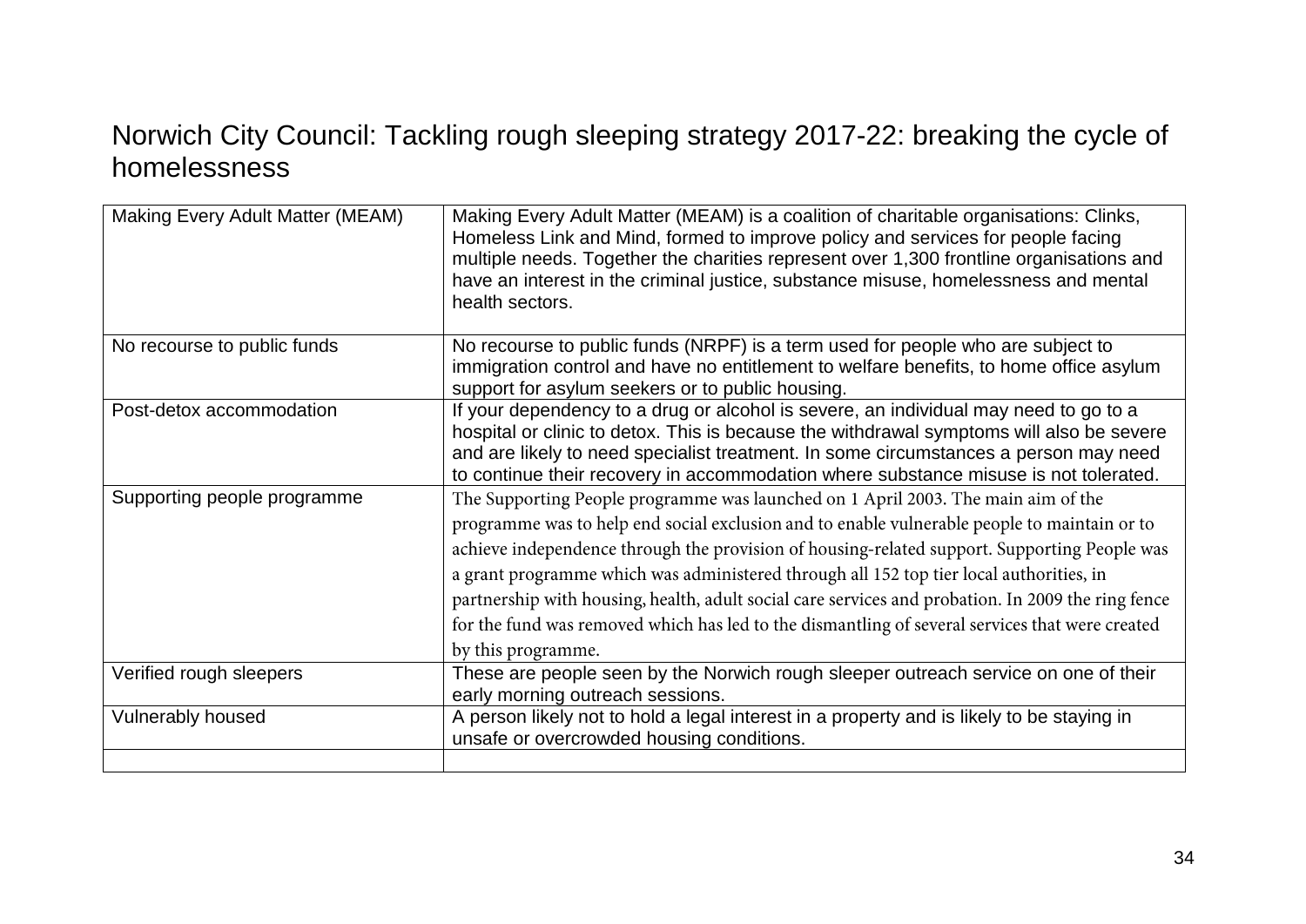# Norwich City Council: Tackling rough sleeping strategy 2017-22: breaking the cycle of homelessness

| | |
|---|---|
| Making Every Adult Matter (MEAM) | Making Every Adult Matter (MEAM) is a coalition of charitable organisations: Clinks, Homeless Link and Mind, formed to improve policy and services for people facing multiple needs. Together the charities represent over 1,300 frontline organisations and have an interest in the criminal justice, substance misuse, homelessness and mental health sectors. |
| No recourse to public funds | No recourse to public funds (NRPF) is a term used for people who are subject to immigration control and have no entitlement to welfare benefits, to home office asylum support for asylum seekers or to public housing. |
| Post-detox accommodation | If your dependency to a drug or alcohol is severe, an individual may need to go to a hospital or clinic to detox. This is because the withdrawal symptoms will also be severe and are likely to need specialist treatment. In some circumstances a person may need to continue their recovery in accommodation where substance misuse is not tolerated. |
| Supporting people programme | The Supporting People programme was launched on 1 April 2003. The main aim of the programme was to help end social exclusion and to enable vulnerable people to maintain or to achieve independence through the provision of housing-related support. Supporting People was a grant programme which was administered through all 152 top tier local authorities, in partnership with housing, health, adult social care services and probation. In 2009 the ring fence for the fund was removed which has led to the dismantling of several services that were created by this programme. |
| Verified rough sleepers | These are people seen by the Norwich rough sleeper outreach service on one of their early morning outreach sessions. |
| Vulnerably housed | A person likely not to hold a legal interest in a property and is likely to be staying in unsafe or overcrowded housing conditions. |
| | |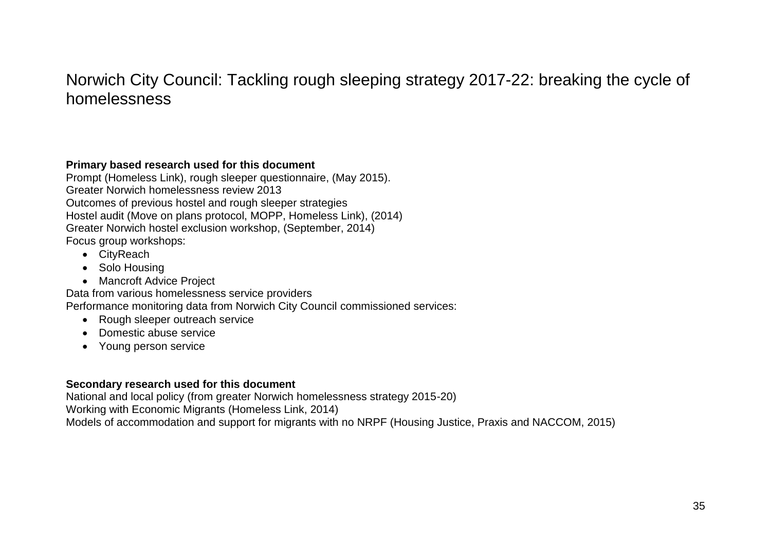# Norwich City Council: Tackling rough sleeping strategy 2017-22: breaking the cycle of homelessness

**Primary based research used for this document**

Prompt (Homeless Link), rough sleeper questionnaire, (May 2015).
Greater Norwich homelessness review 2013
Outcomes of previous hostel and rough sleeper strategies
Hostel audit (Move on plans protocol, MOPP, Homeless Link), (2014)
Greater Norwich hostel exclusion workshop, (September, 2014)
Focus group workshops:

- CityReach
- Solo Housing
- Mancroft Advice Project

Data from various homelessness service providers
Performance monitoring data from Norwich City Council commissioned services:

- Rough sleeper outreach service
- Domestic abuse service
- Young person service

**Secondary research used for this document**

National and local policy (from greater Norwich homelessness strategy 2015-20)
Working with Economic Migrants (Homeless Link, 2014)
Models of accommodation and support for migrants with no NRPF (Housing Justice, Praxis and NACCOM, 2015)